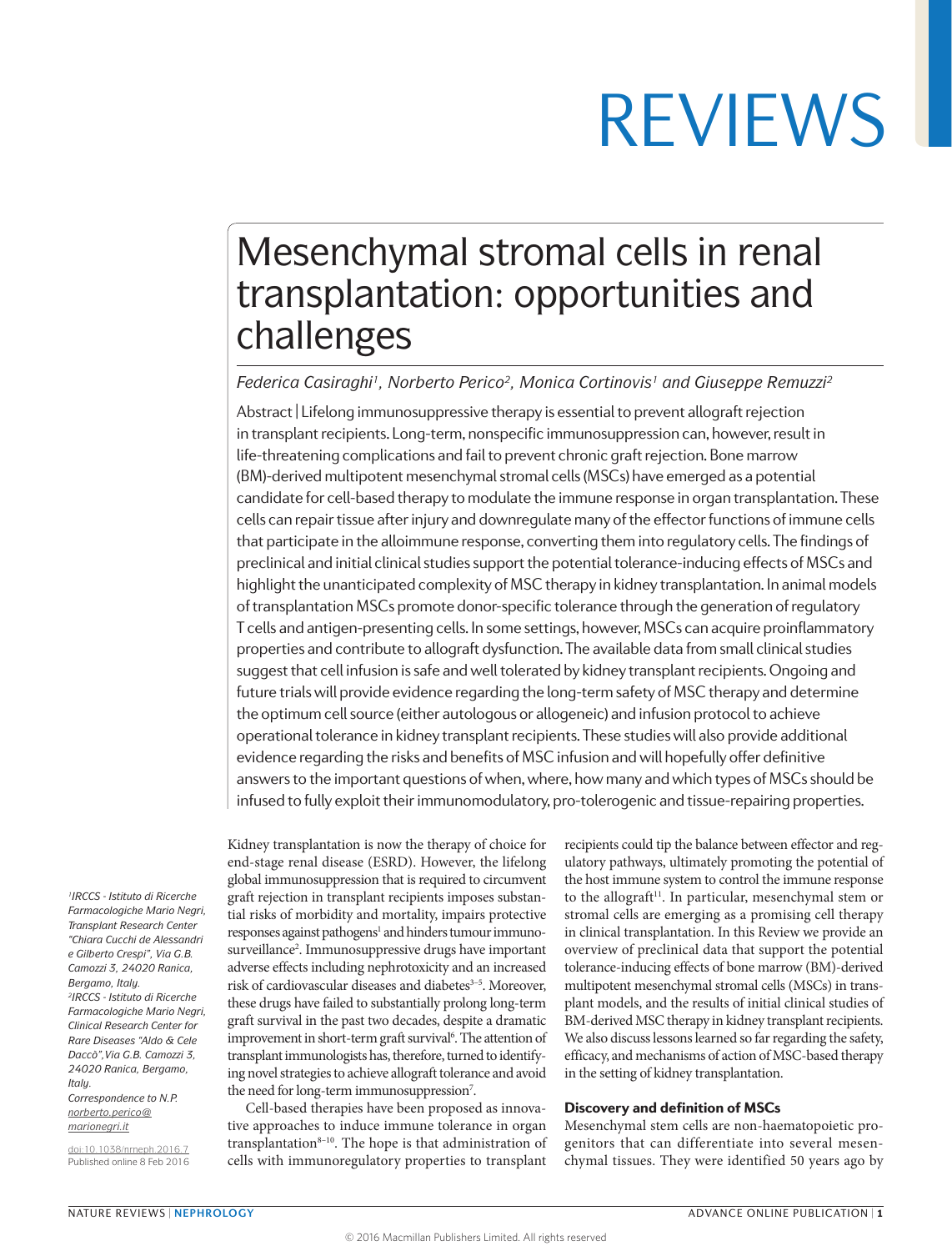# REVIEWS

# Mesenchymal stromal cells in renal transplantation: opportunities and challenges

*Federica Casiraghi[1], Norberto Perico[2], Monica Cortinovis[1] and Giuseppe Remuzzi[2]*

Abstract | Lifelong immunosuppressive therapy is essential to prevent allograft rejection in transplant recipients. Long-term, nonspecific immunosuppression can, however, result in life-threatening complications and fail to prevent chronic graft rejection. Bone marrow (BM)-derived multipotent mesenchymal stromal cells (MSCs) have emerged as a potential candidate for cell-based therapy to modulate the immune response in organ transplantation. These cells can repair tissue after injury and downregulate many of the effector functions of immune cells that participate in the alloimmune response, converting them into regulatory cells. The findings of preclinical and initial clinical studies support the potential tolerance-inducing effects of MSCs and highlight the unanticipated complexity of MSC therapy in kidney transplantation. In animal models of transplantation MSCs promote donor-specific tolerance through the generation of regulatory T cells and antigen-presenting cells. In some settings, however, MSCs can acquire proinflammatory properties and contribute to allograft dysfunction. The available data from small clinical studies suggest that cell infusion is safe and well tolerated by kidney transplant recipients. Ongoing and future trials will provide evidence regarding the long-term safety of MSC therapy and determine the optimum cell source (either autologous or allogeneic) and infusion protocol to achieve operational tolerance in kidney transplant recipients. These studies will also provide additional evidence regarding the risks and benefits of MSC infusion and will hopefully offer definitive answers to the important questions of when, where, how many and which types of MSCs should be infused to fully exploit their immunomodulatory, pro-tolerogenic and tissue-repairing properties.

*[1]IRCCS - Istituto di Ricerche Farmacologiche Mario Negri, Transplant Research Center "Chiara Cucchi de Alessandri e Gilberto Crespi", Via G.B. Camozzi 3, 24020 Ranica, Bergamo, Italy.*
*[2]IRCCS - Istituto di Ricerche Farmacologiche Mario Negri, Clinical Research Center for Rare Diseases "Aldo & Cele Daccò", Via G.B. Camozzi 3, 24020 Ranica, Bergamo, Italy.*
*Correspondence to N.P. norberto.perico@marionegri.it*

doi:10.1038/nrneph.2016.7
Published online 8 Feb 2016

Kidney transplantation is now the therapy of choice for end-stage renal disease (ESRD). However, the lifelong global immunosuppression that is required to circumvent graft rejection in transplant recipients imposes substantial risks of morbidity and mortality, impairs protective responses against pathogens[1] and hinders tumour immunosurveillance[2]. Immunosuppressive drugs have important adverse effects including nephrotoxicity and an increased risk of cardiovascular diseases and diabetes[3–5]. Moreover, these drugs have failed to substantially prolong long-term graft survival in the past two decades, despite a dramatic improvement in short-term graft survival[6]. The attention of transplant immunologists has, therefore, turned to identifying novel strategies to achieve allograft tolerance and avoid the need for long-term immunosuppression[7].

Cell-based therapies have been proposed as innovative approaches to induce immune tolerance in organ transplantation[8–10]. The hope is that administration of cells with immunoregulatory properties to transplant recipients could tip the balance between effector and regulatory pathways, ultimately promoting the potential of the host immune system to control the immune response to the allograft[11]. In particular, mesenchymal stem or stromal cells are emerging as a promising cell therapy in clinical transplantation. In this Review we provide an overview of preclinical data that support the potential tolerance-inducing effects of bone marrow (BM)-derived multipotent mesenchymal stromal cells (MSCs) in transplant models, and the results of initial clinical studies of BM-derived MSC therapy in kidney transplant recipients. We also discuss lessons learned so far regarding the safety, efficacy, and mechanisms of action of MSC-based therapy in the setting of kidney transplantation.

## Discovery and definition of MSCs

Mesenchymal stem cells are non-haematopoietic progenitors that can differentiate into several mesenchymal tissues. They were identified 50 years ago by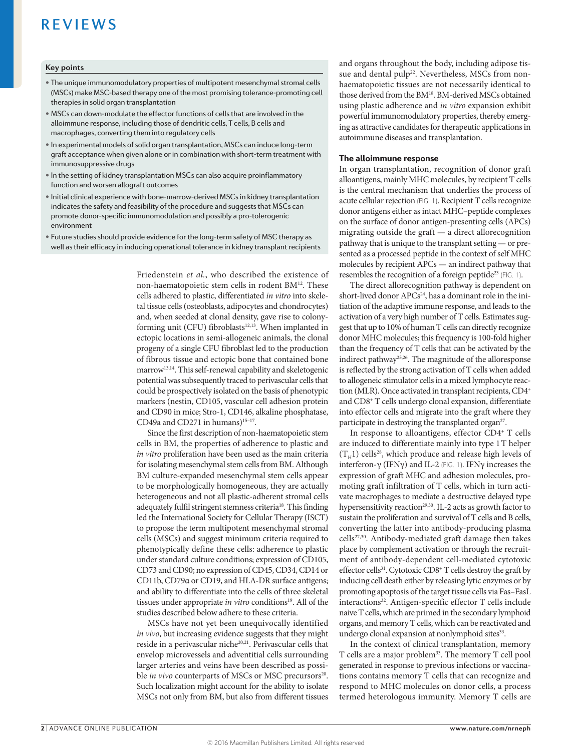## Key points

- The unique immunomodulatory properties of multipotent mesenchymal stromal cells (MSCs) make MSC-based therapy one of the most promising tolerance-promoting cell therapies in solid organ transplantation
- MSCs can down-modulate the effector functions of cells that are involved in the alloimmune response, including those of dendritic cells, T cells, B cells and macrophages, converting them into regulatory cells
- In experimental models of solid organ transplantation, MSCs can induce long-term graft acceptance when given alone or in combination with short-term treatment with immunosuppressive drugs
- In the setting of kidney transplantation MSCs can also acquire proinflammatory function and worsen allograft outcomes
- Initial clinical experience with bone-marrow-derived MSCs in kidney transplantation indicates the safety and feasibility of the procedure and suggests that MSCs can promote donor-specific immunomodulation and possibly a pro-tolerogenic environment
- Future studies should provide evidence for the long-term safety of MSC therapy as well as their efficacy in inducing operational tolerance in kidney transplant recipients

Friedenstein *et al.*, who described the existence of non-haematopoietic stem cells in rodent BM[12]. These cells adhered to plastic, differentiated *in vitro* into skeletal tissue cells (osteoblasts, adipocytes and chondrocytes) and, when seeded at clonal density, gave rise to colony-forming unit (CFU) fibroblasts[12,13]. When implanted in ectopic locations in semi-allogeneic animals, the clonal progeny of a single CFU fibroblast led to the production of fibrous tissue and ectopic bone that contained bone marrow[13,14]. This self-renewal capability and skeletogenic potential was subsequently traced to perivascular cells that could be prospectively isolated on the basis of phenotypic markers (nestin, CD105, vascular cell adhesion protein and CD90 in mice; Stro-1, CD146, alkaline phosphatase, CD49a and CD271 in humans)[15–17].

Since the first description of non-haematopoietic stem cells in BM, the properties of adherence to plastic and *in vitro* proliferation have been used as the main criteria for isolating mesenchymal stem cells from BM. Although BM culture-expanded mesenchymal stem cells appear to be morphologically homogeneous, they are actually heterogeneous and not all plastic-adherent stromal cells adequately fulfil stringent stemness criteria[18]. This finding led the International Society for Cellular Therapy (ISCT) to propose the term multipotent mesenchymal stromal cells (MSCs) and suggest minimum criteria required to phenotypically define these cells: adherence to plastic under standard culture conditions; expression of CD105, CD73 and CD90; no expression of CD45, CD34, CD14 or CD11b, CD79α or CD19, and HLA-DR surface antigens; and ability to differentiate into the cells of three skeletal tissues under appropriate *in vitro* conditions[19]. All of the studies described below adhere to these criteria.

MSCs have not yet been unequivocally identified *in vivo*, but increasing evidence suggests that they might reside in a perivascular niche[20,21]. Perivascular cells that envelop microvessels and adventitial cells surrounding larger arteries and veins have been described as possible *in vivo* counterparts of MSCs or MSC precursors[20]. Such localization might account for the ability to isolate MSCs not only from BM, but also from different tissues and organs throughout the body, including adipose tissue and dental pulp[22]. Nevertheless, MSCs from non-haematopoietic tissues are not necessarily identical to those derived from the BM[18]. BM-derived MSCs obtained using plastic adherence and *in vitro* expansion exhibit powerful immunomodulatory properties, thereby emerging as attractive candidates for therapeutic applications in autoimmune diseases and transplantation.

## The alloimmune response

In organ transplantation, recognition of donor graft alloantigens, mainly MHC molecules, by recipient T cells is the central mechanism that underlies the process of acute cellular rejection (FIG. 1). Recipient T cells recognize donor antigens either as intact MHC–peptide complexes on the surface of donor antigen-presenting cells (APCs) migrating outside the graft — a direct allorecognition pathway that is unique to the transplant setting — or presented as a processed peptide in the context of self MHC molecules by recipient APCs — an indirect pathway that resembles the recognition of a foreign peptide[23] (FIG. 1).

The direct allorecognition pathway is dependent on short-lived donor APCs[24], has a dominant role in the initiation of the adaptive immune response, and leads to the activation of a very high number of T cells. Estimates suggest that up to 10% of human T cells can directly recognize donor MHC molecules; this frequency is 100-fold higher than the frequency of T cells that can be activated by the indirect pathway[25,26]. The magnitude of the alloresponse is reflected by the strong activation of T cells when added to allogeneic stimulator cells in a mixed lymphocyte reaction (MLR). Once activated in transplant recipients, $CD4^+$ and $CD8^+$ T cells undergo clonal expansion, differentiate into effector cells and migrate into the graft where they participate in destroying the transplanted organ[27].

In response to alloantigens, effector $CD4^+$ T cells are induced to differentiate mainly into type 1 T helper ($T_H1$) cells[28], which produce and release high levels of interferon-γ (IFNγ) and IL-2 (FIG. 1). IFNγ increases the expression of graft MHC and adhesion molecules, promoting graft infiltration of T cells, which in turn activate macrophages to mediate a destructive delayed type hypersensitivity reaction[29,30]. IL-2 acts as growth factor to sustain the proliferation and survival of T cells and B cells, converting the latter into antibody-producing plasma cells[27,30]. Antibody-mediated graft damage then takes place by complement activation or through the recruitment of antibody-dependent cell-mediated cytotoxic effector cells[31]. Cytotoxic $CD8^+$ T cells destroy the graft by inducing cell death either by releasing lytic enzymes or by promoting apoptosis of the target tissue cells via Fas–FasL interactions[32]. Antigen-specific effector T cells include naive T cells, which are primed in the secondary lymphoid organs, and memory T cells, which can be reactivated and undergo clonal expansion at nonlymphoid sites[33].

In the context of clinical transplantation, memory T cells are a major problem[33]. The memory T cell pool generated in response to previous infections or vaccinations contains memory T cells that can recognize and respond to MHC molecules on donor cells, a process termed heterologous immunity. Memory T cells are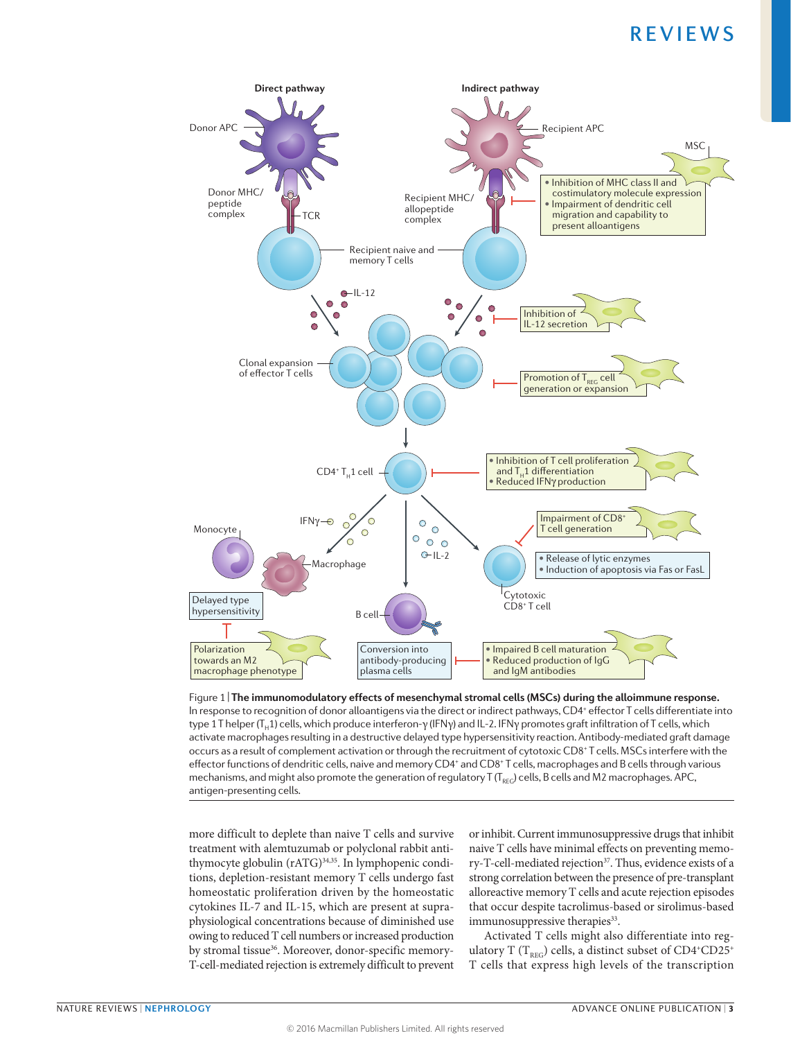Figure 1 | **The immunomodulatory effects of mesenchymal stromal cells (MSCs) during the alloimmune response.** In response to recognition of donor alloantigens via the direct or indirect pathways, $CD4^+$ effector T cells differentiate into type 1 T helper ($T_H1$) cells, which produce interferon-γ (IFNγ) and IL-2. IFNγ promotes graft infiltration of T cells, which activate macrophages resulting in a destructive delayed type hypersensitivity reaction. Antibody-mediated graft damage occurs as a result of complement activation or through the recruitment of cytotoxic $CD8^+$ T cells. MSCs interfere with the effector functions of dendritic cells, naive and memory $CD4^+$ and $CD8^+$ T cells, macrophages and B cells through various mechanisms, and might also promote the generation of regulatory T ($T_{REG}$) cells, B cells and M2 macrophages. APC, antigen-presenting cells.

more difficult to deplete than naive T cells and survive treatment with alemtuzumab or polyclonal rabbit anti-thymocyte globulin (rATG)[34,35]. In lymphopenic conditions, depletion-resistant memory T cells undergo fast homeostatic proliferation driven by the homeostatic cytokines IL-7 and IL-15, which are present at supra-physiological concentrations because of diminished use owing to reduced T cell numbers or increased production by stromal tissue[36]. Moreover, donor-specific memory-T-cell-mediated rejection is extremely difficult to prevent or inhibit. Current immunosuppressive drugs that inhibit naive T cells have minimal effects on preventing memory-T-cell-mediated rejection[37]. Thus, evidence exists of a strong correlation between the presence of pre-transplant alloreactive memory T cells and acute rejection episodes that occur despite tacrolimus-based or sirolimus-based immunosuppressive therapies[33].

Activated T cells might also differentiate into regulatory T ($T_{REG}$) cells, a distinct subset of $CD4^+CD25^+$ T cells that express high levels of the transcription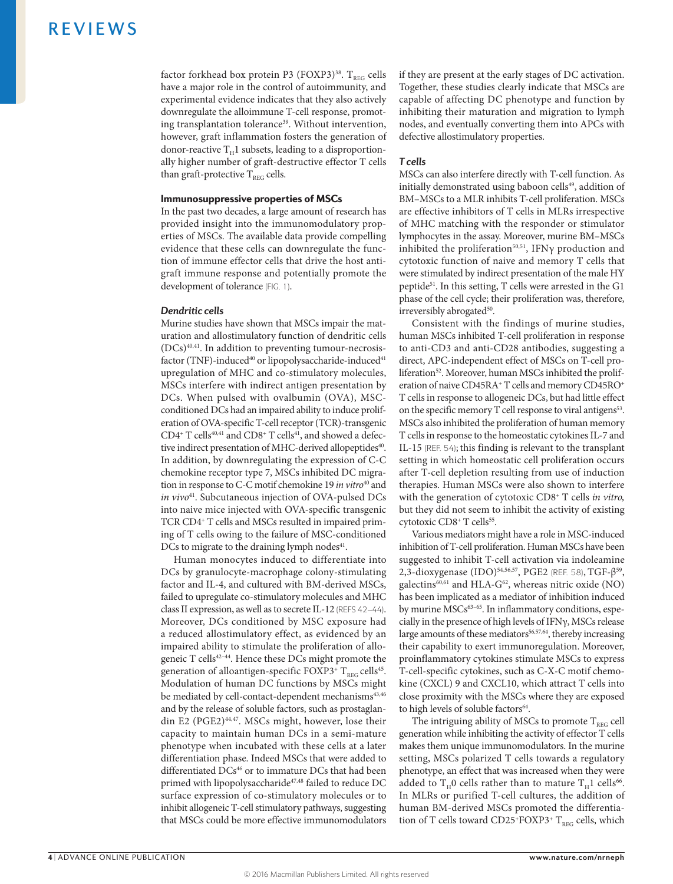factor forkhead box protein P3 (FOXP3)[38]. $T_{REG}$ cells have a major role in the control of autoimmunity, and experimental evidence indicates that they also actively downregulate the alloimmune T-cell response, promoting transplantation tolerance[39]. Without intervention, however, graft inflammation fosters the generation of donor-reactive $T_H1$ subsets, leading to a disproportionally higher number of graft-destructive effector T cells than graft-protective $T_{REG}$ cells.

## Immunosuppressive properties of MSCs

In the past two decades, a large amount of research has provided insight into the immunomodulatory properties of MSCs. The available data provide compelling evidence that these cells can downregulate the function of immune effector cells that drive the host antigraft immune response and potentially promote the development of tolerance (FIG. 1).

### *Dendritic cells*

Murine studies have shown that MSCs impair the maturation and allostimulatory function of dendritic cells (DCs)[40,41]. In addition to preventing tumour-necrosis-factor (TNF)-induced[40] or lipopolysaccharide-induced[41] upregulation of MHC and co-stimulatory molecules, MSCs interfere with indirect antigen presentation by DCs. When pulsed with ovalbumin (OVA), MSC-conditioned DCs had an impaired ability to induce proliferation of OVA-specific T-cell receptor (TCR)-transgenic $CD4^+$ T cells[40,41] and $CD8^+$ T cells[41], and showed a defective indirect presentation of MHC-derived allopeptides[40]. In addition, by downregulating the expression of C-C chemokine receptor type 7, MSCs inhibited DC migration in response to C-C motif chemokine 19 *in vitro*[40] and *in vivo*[41]. Subcutaneous injection of OVA-pulsed DCs into naive mice injected with OVA-specific transgenic TCR $CD4^+$ T cells and MSCs resulted in impaired priming of T cells owing to the failure of MSC-conditioned DCs to migrate to the draining lymph nodes[41].

Human monocytes induced to differentiate into DCs by granulocyte-macrophage colony-stimulating factor and IL-4, and cultured with BM-derived MSCs, failed to upregulate co-stimulatory molecules and MHC class II expression, as well as to secrete IL-12 (REFS 42–44). Moreover, DCs conditioned by MSC exposure had a reduced allostimulatory effect, as evidenced by an impaired ability to stimulate the proliferation of allogeneic T cells[42–44]. Hence these DCs might promote the generation of alloantigen-specific $FOXP3^+$ $T_{REG}$ cells[45]. Modulation of human DC functions by MSCs might be mediated by cell-contact-dependent mechanisms[43,46] and by the release of soluble factors, such as prostaglandin E2 (PGE2)[44,47]. MSCs might, however, lose their capacity to maintain human DCs in a semi-mature phenotype when incubated with these cells at a later differentiation phase. Indeed MSCs that were added to differentiated DCs[46] or to immature DCs that had been primed with lipopolysaccharide[47,48] failed to reduce DC surface expression of co-stimulatory molecules or to inhibit allogeneic T-cell stimulatory pathways, suggesting that MSCs could be more effective immunomodulators if they are present at the early stages of DC activation. Together, these studies clearly indicate that MSCs are capable of affecting DC phenotype and function by inhibiting their maturation and migration to lymph nodes, and eventually converting them into APCs with defective allostimulatory properties.

### *T cells*

MSCs can also interfere directly with T-cell function. As initially demonstrated using baboon cells[49], addition of BM–MSCs to a MLR inhibits T-cell proliferation. MSCs are effective inhibitors of T cells in MLRs irrespective of MHC matching with the responder or stimulator lymphocytes in the assay. Moreover, murine BM–MSCs inhibited the proliferation[50,51], IFNγ production and cytotoxic function of naive and memory T cells that were stimulated by indirect presentation of the male HY peptide[51]. In this setting, T cells were arrested in the G1 phase of the cell cycle; their proliferation was, therefore, irreversibly abrogated[50].

Consistent with the findings of murine studies, human MSCs inhibited T-cell proliferation in response to anti-CD3 and anti-CD28 antibodies, suggesting a direct, APC-independent effect of MSCs on T-cell proliferation[52]. Moreover, human MSCs inhibited the proliferation of naive $CD45RA^+$ T cells and memory $CD45RO^+$ T cells in response to allogeneic DCs, but had little effect on the specific memory T cell response to viral antigens[53]. MSCs also inhibited the proliferation of human memory T cells in response to the homeostatic cytokines IL-7 and IL-15 (REF. 54); this finding is relevant to the transplant setting in which homeostatic cell proliferation occurs after T-cell depletion resulting from use of induction therapies. Human MSCs were also shown to interfere with the generation of cytotoxic $CD8^+$ T cells *in vitro,* but they did not seem to inhibit the activity of existing cytotoxic $CD8^+$ T cells[55].

Various mediators might have a role in MSC-induced inhibition of T-cell proliferation. Human MSCs have been suggested to inhibit T-cell activation via indoleamine 2,3-dioxygenase (IDO)[54,56,57], PGE2 (REF. 58), TGF-β[59], galectins[60,61] and HLA-G[62], whereas nitric oxide (NO) has been implicated as a mediator of inhibition induced by murine MSCs[63–65]. In inflammatory conditions, especially in the presence of high levels of IFNγ, MSCs release large amounts of these mediators[56,57,64], thereby increasing their capability to exert immunoregulation. Moreover, proinflammatory cytokines stimulate MSCs to express T-cell-specific cytokines, such as C-X-C motif chemokine (CXCL) 9 and CXCL10, which attract T cells into close proximity with the MSCs where they are exposed to high levels of soluble factors[64].

The intriguing ability of MSCs to promote $T_{REG}$ cell generation while inhibiting the activity of effector T cells makes them unique immunomodulators. In the murine setting, MSCs polarized T cells towards a regulatory phenotype, an effect that was increased when they were added to $T_H0$ cells rather than to mature $T_H1$ cells[66]. In MLRs or purified T-cell cultures, the addition of human BM-derived MSCs promoted the differentiation of T cells toward $CD25^+FOXP3^+$ $T_{REG}$ cells, which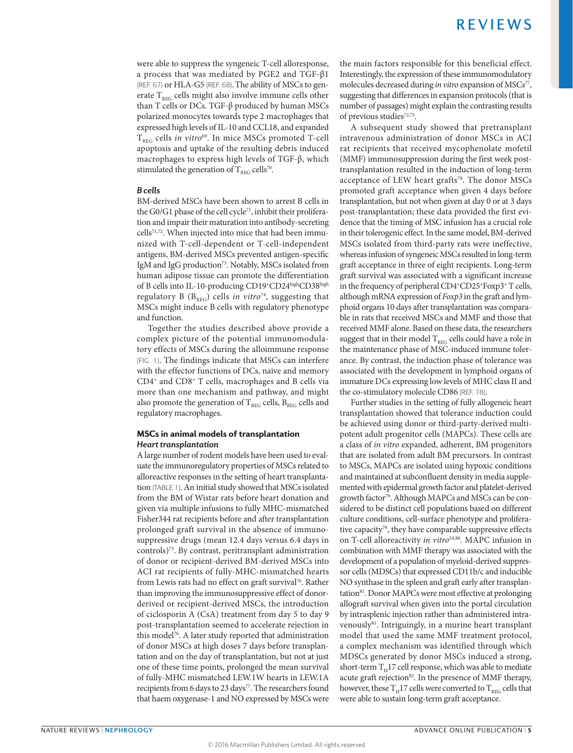were able to suppress the syngeneic T-cell alloresponse, a process that was mediated by PGE2 and TGF-β1 (REF. 67) or HLA-G5 (REF. 68). The ability of MSCs to generate $T_{REG}$ cells might also involve immune cells other than T cells or DCs. TGF-β produced by human MSCs polarized monocytes towards type 2 macrophages that expressed high levels of IL-10 and CCL18, and expanded $T_{REG}$ cells *in vitro*[69]. In mice MSCs promoted T-cell apoptosis and uptake of the resulting debris induced macrophages to express high levels of TGF-β, which stimulated the generation of $T_{REG}$ cells[70].

### *B cells*

BM-derived MSCs have been shown to arrest B cells in the G0/G1 phase of the cell cycle[71], inhibit their proliferation and impair their maturation into antibody-secreting cells[71,72]. When injected into mice that had been immunized with T-cell-dependent or T-cell-independent antigens, BM-derived MSCs prevented antigen-specific IgM and IgG production[73]. Notably, MSCs isolated from human adipose tissue can promote the differentiation of B cells into IL-10-producing $CD19^{+}CD24^{high}CD38^{high}$ regulatory B ($B_{REG}$) cells *in vitro*[74], suggesting that MSCs might induce B cells with regulatory phenotype and function.

Together the studies described above provide a complex picture of the potential immunomodulatory effects of MSCs during the alloimmune response (FIG. 1). The findings indicate that MSCs can interfere with the effector functions of DCs, naive and memory $CD4^{+}$ and $CD8^{+}$ T cells, macrophages and B cells via more than one mechanism and pathway, and might also promote the generation of $T_{REG}$ cells, $B_{REG}$ cells and regulatory macrophages.

## MSCs in animal models of transplantation

### *Heart transplantation*

A large number of rodent models have been used to evaluate the immunoregulatory properties of MSCs related to alloreactive responses in the setting of heart transplantation (TABLE 1). An initial study showed that MSCs isolated from the BM of Wistar rats before heart donation and given via multiple infusions to fully MHC-mismatched Fisher344 rat recipients before and after transplantation prolonged graft survival in the absence of immunosuppressive drugs (mean 12.4 days versus 6.4 days in controls)[75]. By contrast, peritransplant administration of donor or recipient-derived BM-derived MSCs into ACI rat recipients of fully-MHC-mismatched hearts from Lewis rats had no effect on graft survival[76]. Rather than improving the immunosuppressive effect of donor-derived or recipient-derived MSCs, the introduction of ciclosporin A (CsA) treatment from day 5 to day 9 post-transplantation seemed to accelerate rejection in this model[76]. A later study reported that administration of donor MSCs at high doses 7 days before transplantation and on the day of transplantation, but not at just one of these time points, prolonged the mean survival of fully-MHC mismatched LEW.1W hearts in LEW.1A recipients from 6 days to 23 days[77]. The researchers found that haem oxygenase-1 and NO expressed by MSCs were the main factors responsible for this beneficial effect. Interestingly, the expression of these immunomodulatory molecules decreased during *in vitro* expansion of MSCs[77], suggesting that differences in expansion protocols (that is number of passages) might explain the contrasting results of previous studies[72,73].

A subsequent study showed that pretransplant intravenous administration of donor MSCs in ACI rat recipients that received mycophenolate mofetil (MMF) immunosuppression during the first week post-transplantation resulted in the induction of long-term acceptance of LEW heart grafts[78]. The donor MSCs promoted graft acceptance when given 4 days before transplantation, but not when given at day 0 or at 3 days post-transplantation; these data provided the first evidence that the timing of MSC infusion has a crucial role in their tolerogenic effect. In the same model, BM-derived MSCs isolated from third-party rats were ineffective, whereas infusion of syngeneic MSCs resulted in long-term graft acceptance in three of eight recipients. Long-term graft survival was associated with a significant increase in the frequency of peripheral $CD4^{+}CD25^{+}Foxp3^{+}$ T cells, although mRNA expression of *Foxp3* in the graft and lymphoid organs 10 days after transplantation was comparable in rats that received MSCs and MMF and those that received MMF alone. Based on these data, the researchers suggest that in their model $T_{REG}$ cells could have a role in the maintenance phase of MSC-induced immune tolerance. By contrast, the induction phase of tolerance was associated with the development in lymphoid organs of immature DCs expressing low levels of MHC class II and the co-stimulatory molecule CD86 (REF. 78).

Further studies in the setting of fully allogeneic heart transplantation showed that tolerance induction could be achieved using donor or third-party-derived multipotent adult progenitor cells (MAPCs). These cells are a class of *in vitro* expanded, adherent, BM progenitors that are isolated from adult BM precursors. In contrast to MSCs, MAPCs are isolated using hypoxic conditions and maintained at subconfluent density in media supplemented with epidermal growth factor and platelet-derived growth factor[79]. Although MAPCs and MSCs can be considered to be distinct cell populations based on different culture conditions, cell-surface phenotype and proliferative capacity[79], they have comparable suppressive effects on T-cell alloreactivity *in vitro*[54,80]. MAPC infusion in combination with MMF therapy was associated with the development of a population of myeloid-derived suppressor cells (MDSCs) that expressed CD11b/c and inducible NO synthase in the spleen and graft early after transplantation[81]. Donor MAPCs were most effective at prolonging allograft survival when given into the portal circulation by intrasplenic injection rather than administered intravenously[81]. Intriguingly, in a murine heart transplant model that used the same MMF treatment protocol, a complex mechanism was identified through which MDSCs generated by donor MSCs induced a strong, short-term $T_{H}17$ cell response, which was able to mediate acute graft rejection[82]. In the presence of MMF therapy, however, these $T_{H}17$ cells were converted to $T_{REG}$ cells that were able to sustain long-term graft acceptance.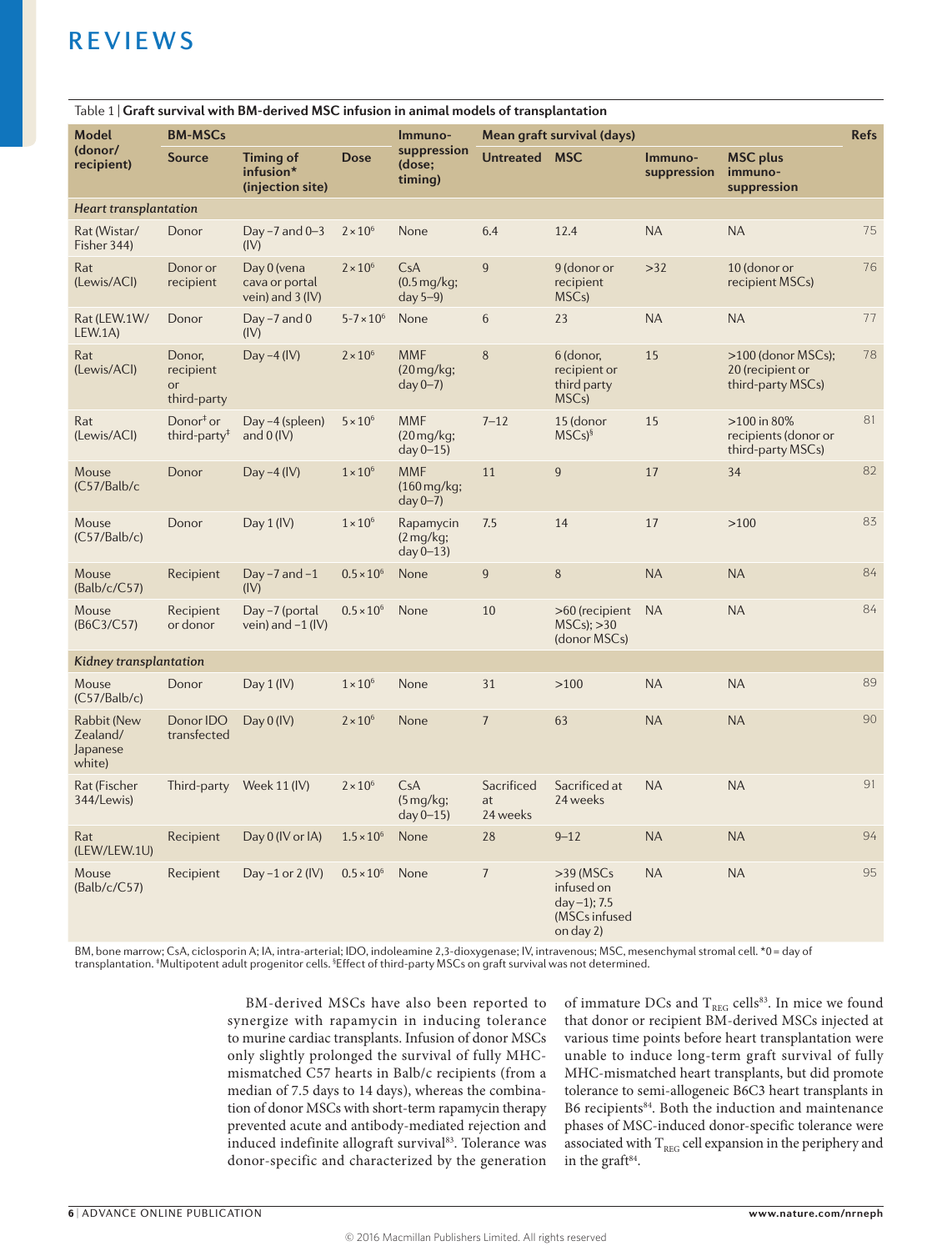Table 1 | **Graft survival with BM-derived MSC infusion in animal models of transplantation**

| Model (donor/ recipient) | BM-MSCs | | | Immuno-suppression (dose; timing) | Mean graft survival (days) | | | | Refs |
|---|---|---|---|---|---|---|---|---|---|
| | Source | Timing of infusion* (injection site) | Dose | | Untreated | MSC | Immuno-suppression | MSC plus immuno-suppression | |
| *Heart transplantation* | | | | | | | | | |
| Rat (Wistar/ Fisher 344) | Donor | Day −7 and 0–3 (IV) | $2\times10^6$ | None | 6.4 | 12.4 | NA | NA | 75 |
| Rat (Lewis/ACI) | Donor or recipient | Day 0 (vena cava or portal vein) and 3 (IV) | $2\times10^6$ | CsA (0.5 mg/kg; day 5–9) | 9 | 9 (donor or recipient MSCs) | >32 | 10 (donor or recipient MSCs) | 76 |
| Rat (LEW.1W/ LEW.1A) | Donor | Day −7 and 0 (IV) | $5–7\times10^6$ | None | 6 | 23 | NA | NA | 77 |
| Rat (Lewis/ACI) | Donor, recipient or third-party | Day −4 (IV) | $2\times10^6$ | MMF (20 mg/kg; day 0–7) | 8 | 6 (donor, recipient or third party MSCs) | 15 | >100 (donor MSCs); 20 (recipient or third-party MSCs) | 78 |
| Rat (Lewis/ACI) | Donor‡ or third-party‡ | Day −4 (spleen) and 0 (IV) | $5\times10^6$ | MMF (20 mg/kg; day 0–15) | 7–12 | 15 (donor MSCs)§ | 15 | >100 in 80% recipients (donor or third-party MSCs) | 81 |
| Mouse (C57/Balb/c | Donor | Day −4 (IV) | $1\times10^6$ | MMF (160 mg/kg; day 0–7) | 11 | 9 | 17 | 34 | 82 |
| Mouse (C57/Balb/c) | Donor | Day 1 (IV) | $1\times10^6$ | Rapamycin (2 mg/kg; day 0–13) | 7.5 | 14 | 17 | >100 | 83 |
| Mouse (Balb/c/C57) | Recipient | Day −7 and −1 (IV) | $0.5\times10^6$ | None | 9 | 8 | NA | NA | 84 |
| Mouse (B6C3/C57) | Recipient or donor | Day −7 (portal vein) and −1 (IV) | $0.5\times10^6$ | None | 10 | >60 (recipient MSCs); >30 (donor MSCs) | NA | NA | 84 |
| *Kidney transplantation* | | | | | | | | | |
| Mouse (C57/Balb/c) | Donor | Day 1 (IV) | $1\times10^6$ | None | 31 | >100 | NA | NA | 89 |
| Rabbit (New Zealand/ Japanese white) | Donor IDO transfected | Day 0 (IV) | $2\times10^6$ | None | 7 | 63 | NA | NA | 90 |
| Rat (Fischer 344/Lewis) | Third-party | Week 11 (IV) | $2\times10^6$ | CsA (5 mg/kg; day 0–15) | Sacrificed at 24 weeks | Sacrificed at 24 weeks | NA | NA | 91 |
| Rat (LEW/LEW.1U) | Recipient | Day 0 (IV or IA) | $1.5\times10^6$ | None | 28 | 9–12 | NA | NA | 94 |
| Mouse (Balb/c/C57) | Recipient | Day −1 or 2 (IV) | $0.5\times10^6$ | None | 7 | >39 (MSCs infused on day −1); 7.5 (MSCs infused on day 2) | NA | NA | 95 |

BM, bone marrow; CsA, ciclosporin A; IA, intra-arterial; IDO, indoleamine 2,3-dioxygenase; IV, intravenous; MSC, mesenchymal stromal cell. *0 = day of transplantation. ‡Multipotent adult progenitor cells. §Effect of third-party MSCs on graft survival was not determined.

BM-derived MSCs have also been reported to synergize with rapamycin in inducing tolerance to murine cardiac transplants. Infusion of donor MSCs only slightly prolonged the survival of fully MHC-mismatched C57 hearts in Balb/c recipients (from a median of 7.5 days to 14 days), whereas the combination of donor MSCs with short-term rapamycin therapy prevented acute and antibody-mediated rejection and induced indefinite allograft survival[83]. Tolerance was donor-specific and characterized by the generation of immature DCs and $T_{REG}$ cells[83]. In mice we found that donor or recipient BM-derived MSCs injected at various time points before heart transplantation were unable to induce long-term graft survival of fully MHC-mismatched heart transplants, but did promote tolerance to semi-allogeneic B6C3 heart transplants in B6 recipients[84]. Both the induction and maintenance phases of MSC-induced donor-specific tolerance were associated with $T_{REG}$ cell expansion in the periphery and in the graft[84].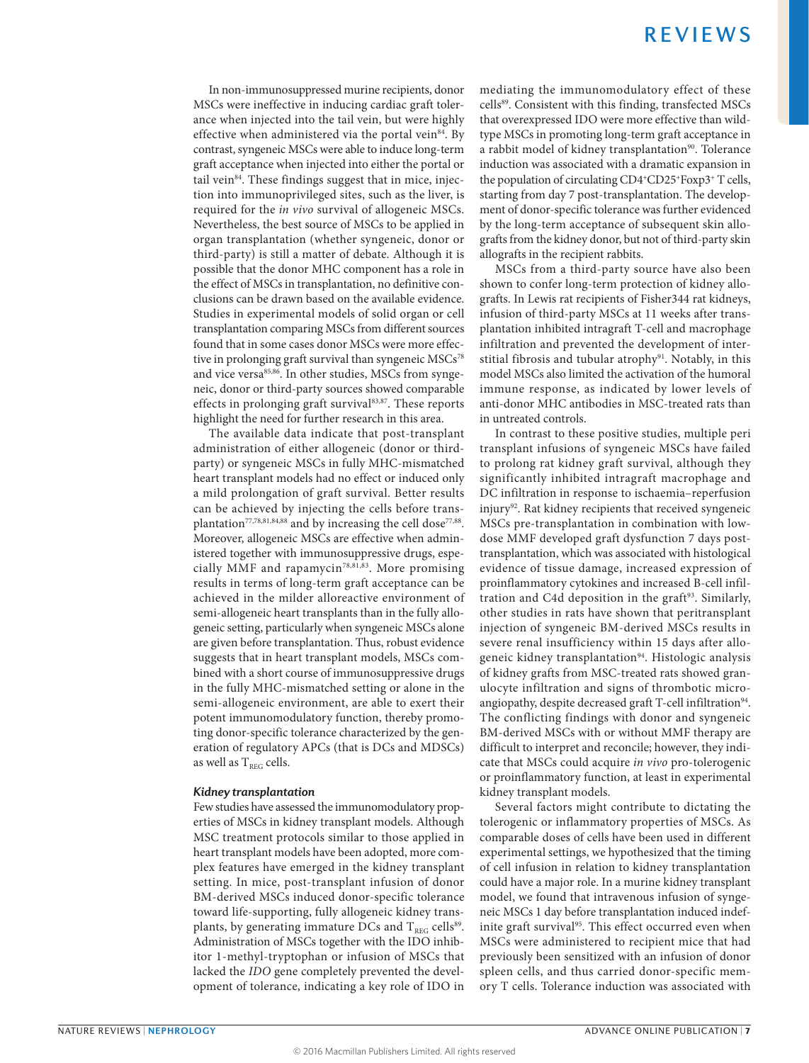In non-immunosuppressed murine recipients, donor MSCs were ineffective in inducing cardiac graft tolerance when injected into the tail vein, but were highly effective when administered via the portal vein[84]. By contrast, syngeneic MSCs were able to induce long-term graft acceptance when injected into either the portal or tail vein[84]. These findings suggest that in mice, injection into immunoprivileged sites, such as the liver, is required for the *in vivo* survival of allogeneic MSCs. Nevertheless, the best source of MSCs to be applied in organ transplantation (whether syngeneic, donor or third-party) is still a matter of debate. Although it is possible that the donor MHC component has a role in the effect of MSCs in transplantation, no definitive conclusions can be drawn based on the available evidence. Studies in experimental models of solid organ or cell transplantation comparing MSCs from different sources found that in some cases donor MSCs were more effective in prolonging graft survival than syngeneic MSCs[78] and vice versa[85,86]. In other studies, MSCs from syngeneic, donor or third-party sources showed comparable effects in prolonging graft survival[83,87]. These reports highlight the need for further research in this area.

The available data indicate that post-transplant administration of either allogeneic (donor or third-party) or syngeneic MSCs in fully MHC-mismatched heart transplant models had no effect or induced only a mild prolongation of graft survival. Better results can be achieved by injecting the cells before transplantation[77,78,81,84,88] and by increasing the cell dose[77,88]. Moreover, allogeneic MSCs are effective when administered together with immunosuppressive drugs, especially MMF and rapamycin[78,81,83]. More promising results in terms of long-term graft acceptance can be achieved in the milder alloreactive environment of semi-allogeneic heart transplants than in the fully allogeneic setting, particularly when syngeneic MSCs alone are given before transplantation. Thus, robust evidence suggests that in heart transplant models, MSCs combined with a short course of immunosuppressive drugs in the fully MHC-mismatched setting or alone in the semi-allogeneic environment, are able to exert their potent immunomodulatory function, thereby promoting donor-specific tolerance characterized by the generation of regulatory APCs (that is DCs and MDSCs) as well as $T_{REG}$ cells.

### *Kidney transplantation*

Few studies have assessed the immunomodulatory properties of MSCs in kidney transplant models. Although MSC treatment protocols similar to those applied in heart transplant models have been adopted, more complex features have emerged in the kidney transplant setting. In mice, post-transplant infusion of donor BM-derived MSCs induced donor-specific tolerance toward life-supporting, fully allogeneic kidney transplants, by generating immature DCs and $T_{REG}$ cells[89]. Administration of MSCs together with the IDO inhibitor 1-methyl-tryptophan or infusion of MSCs that lacked the *IDO* gene completely prevented the development of tolerance, indicating a key role of IDO in mediating the immunomodulatory effect of these cells[89]. Consistent with this finding, transfected MSCs that overexpressed IDO were more effective than wild-type MSCs in promoting long-term graft acceptance in a rabbit model of kidney transplantation[90]. Tolerance induction was associated with a dramatic expansion in the population of circulating $CD4^{+}CD25^{+}Foxp3^{+}$ T cells, starting from day 7 post-transplantation. The development of donor-specific tolerance was further evidenced by the long-term acceptance of subsequent skin allografts from the kidney donor, but not of third-party skin allografts in the recipient rabbits.

MSCs from a third-party source have also been shown to confer long-term protection of kidney allografts. In Lewis rat recipients of Fisher344 rat kidneys, infusion of third-party MSCs at 11 weeks after transplantation inhibited intragraft T-cell and macrophage infiltration and prevented the development of interstitial fibrosis and tubular atrophy[91]. Notably, in this model MSCs also limited the activation of the humoral immune response, as indicated by lower levels of anti-donor MHC antibodies in MSC-treated rats than in untreated controls.

In contrast to these positive studies, multiple peri transplant infusions of syngeneic MSCs have failed to prolong rat kidney graft survival, although they significantly inhibited intragraft macrophage and DC infiltration in response to ischaemia–reperfusion injury[92]. Rat kidney recipients that received syngeneic MSCs pre-transplantation in combination with low-dose MMF developed graft dysfunction 7 days post-transplantation, which was associated with histological evidence of tissue damage, increased expression of proinflammatory cytokines and increased B-cell infiltration and C4d deposition in the graft[93]. Similarly, other studies in rats have shown that peritransplant injection of syngeneic BM-derived MSCs results in severe renal insufficiency within 15 days after allogeneic kidney transplantation[94]. Histologic analysis of kidney grafts from MSC-treated rats showed granulocyte infiltration and signs of thrombotic microangiopathy, despite decreased graft T-cell infiltration[94]. The conflicting findings with donor and syngeneic BM-derived MSCs with or without MMF therapy are difficult to interpret and reconcile; however, they indicate that MSCs could acquire *in vivo* pro-tolerogenic or proinflammatory function, at least in experimental kidney transplant models.

Several factors might contribute to dictating the tolerogenic or inflammatory properties of MSCs. As comparable doses of cells have been used in different experimental settings, we hypothesized that the timing of cell infusion in relation to kidney transplantation could have a major role. In a murine kidney transplant model, we found that intravenous infusion of syngeneic MSCs 1 day before transplantation induced indefinite graft survival[95]. This effect occurred even when MSCs were administered to recipient mice that had previously been sensitized with an infusion of donor spleen cells, and thus carried donor-specific memory T cells. Tolerance induction was associated with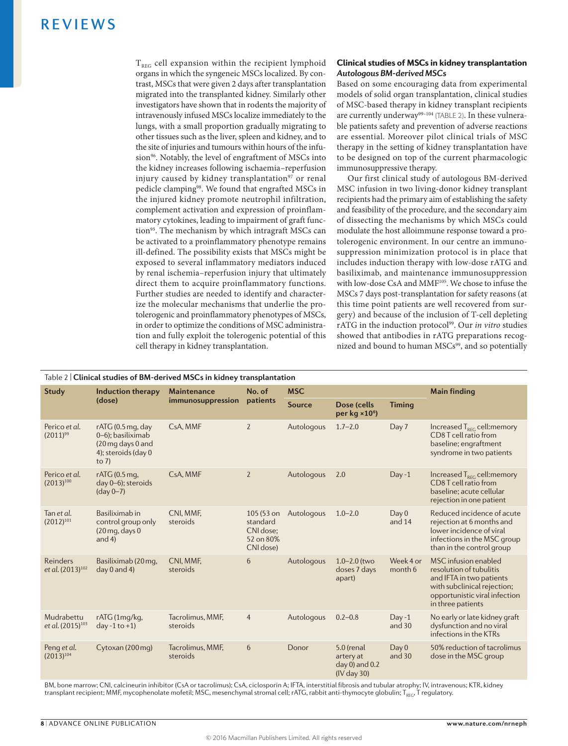$T_{REG}$ cell expansion within the recipient lymphoid organs in which the syngeneic MSCs localized. By contrast, MSCs that were given 2 days after transplantation migrated into the transplanted kidney. Similarly other investigators have shown that in rodents the majority of intravenously infused MSCs localize immediately to the lungs, with a small proportion gradually migrating to other tissues such as the liver, spleen and kidney, and to the site of injuries and tumours within hours of the infusion[96]. Notably, the level of engraftment of MSCs into the kidney increases following ischaemia–reperfusion injury caused by kidney transplantation[97] or renal pedicle clamping[98]. We found that engrafted MSCs in the injured kidney promote neutrophil infiltration, complement activation and expression of proinflammatory cytokines, leading to impairment of graft function[95]. The mechanism by which intragraft MSCs can be activated to a proinflammatory phenotype remains ill-defined. The possibility exists that MSCs might be exposed to several inflammatory mediators induced by renal ischemia–reperfusion injury that ultimately direct them to acquire proinflammatory functions. Further studies are needed to identify and characterize the molecular mechanisms that underlie the protolerogenic and proinflammatory phenotypes of MSCs, in order to optimize the conditions of MSC administration and fully exploit the tolerogenic potential of this cell therapy in kidney transplantation.

## Clinical studies of MSCs in kidney transplantation

### *Autologous BM-derived MSCs*

Based on some encouraging data from experimental models of solid organ transplantation, clinical studies of MSC-based therapy in kidney transplant recipients are currently underway[99–104] (TABLE 2). In these vulnerable patients safety and prevention of adverse reactions are essential. Moreover pilot clinical trials of MSC therapy in the setting of kidney transplantation have to be designed on top of the current pharmacologic immunosuppressive therapy.

Our first clinical study of autologous BM-derived MSC infusion in two living-donor kidney transplant recipients had the primary aim of establishing the safety and feasibility of the procedure, and the secondary aim of dissecting the mechanisms by which MSCs could modulate the host alloimmune response toward a protolerogenic environment. In our centre an immunosuppression minimization protocol is in place that includes induction therapy with low-dose rATG and basiliximab, and maintenance immunosuppression with low-dose CsA and MMF[105]. We chose to infuse the MSCs 7 days post-transplantation for safety reasons (at this time point patients are well recovered from surgery) and because of the inclusion of T-cell depleting rATG in the induction protocol[99]. Our *in vitro* studies showed that antibodies in rATG preparations recognized and bound to human MSCs[99], and so potentially

Table 2 | **Clinical studies of BM-derived MSCs in kidney transplantation**

| Study | Induction therapy (dose) | Maintenance immunosuppression | No. of patients | MSC | | | Main finding |
|---|---|---|---|---|---|---|---|
| | | | | Source | Dose (cells per kg ×10⁶) | Timing | |
| Perico *et al.* (2011)[99] | rATG (0.5 mg, day 0–6); basiliximab (20 mg days 0 and 4); steroids (day 0 to 7) | CsA, MMF | 2 | Autologous | 1.7–2.0 | Day 7 | Increased $T_{REG}$ cell:memory CD8 T cell ratio from baseline; engraftment syndrome in two patients |
| Perico *et al.* (2013)[100] | rATG (0.5 mg, day 0–6); steroids (day 0–7) | CsA, MMF | 2 | Autologous | 2.0 | Day -1 | Increased $T_{REG}$ cell:memory CD8 T cell ratio from baseline; acute cellular rejection in one patient |
| Tan *et al.* (2012)[101] | Basiliximab in control group only (20 mg, days 0 and 4) | CNI, MMF, steroids | 105 (53 on standard CNI dose; 52 on 80% CNI dose) | Autologous | 1.0–2.0 | Day 0 and 14 | Reduced incidence of acute rejection at 6 months and lower incidence of viral infections in the MSC group than in the control group |
| Reinders *et al.* (2013)[102] | Basiliximab (20 mg, day 0 and 4) | CNI, MMF, steroids | 6 | Autologous | 1.0–2.0 (two doses 7 days apart) | Week 4 or month 6 | MSC infusion enabled resolution of tubulitis and IFTA in two patients with subclinical rejection; opportunistic viral infection in three patients |
| Mudrabettu *et al.* (2015)[103] | rATG (1 mg/kg, day -1 to +1) | Tacrolimus, MMF, steroids | 4 | Autologous | 0.2–0.8 | Day -1 and 30 | No early or late kidney graft dysfunction and no viral infections in the KTRs |
| Peng *et al.* (2013)[104] | Cytoxan (200 mg) | Tacrolimus, MMF, steroids | 6 | Donor | 5.0 (renal artery at day 0) and 0.2 (IV day 30) | Day 0 and 30 | 50% reduction of tacrolimus dose in the MSC group |

BM, bone marrow; CNI, calcineurin inhibitor (CsA or tacrolimus); CsA, ciclosporin A; IFTA, interstitial fibrosis and tubular atrophy; IV, intravenous; KTR, kidney transplant recipient; MMF, mycophenolate mofetil; MSC, mesenchymal stromal cell; rATG, rabbit anti-thymocyte globulin; $T_{REG}$, T regulatory.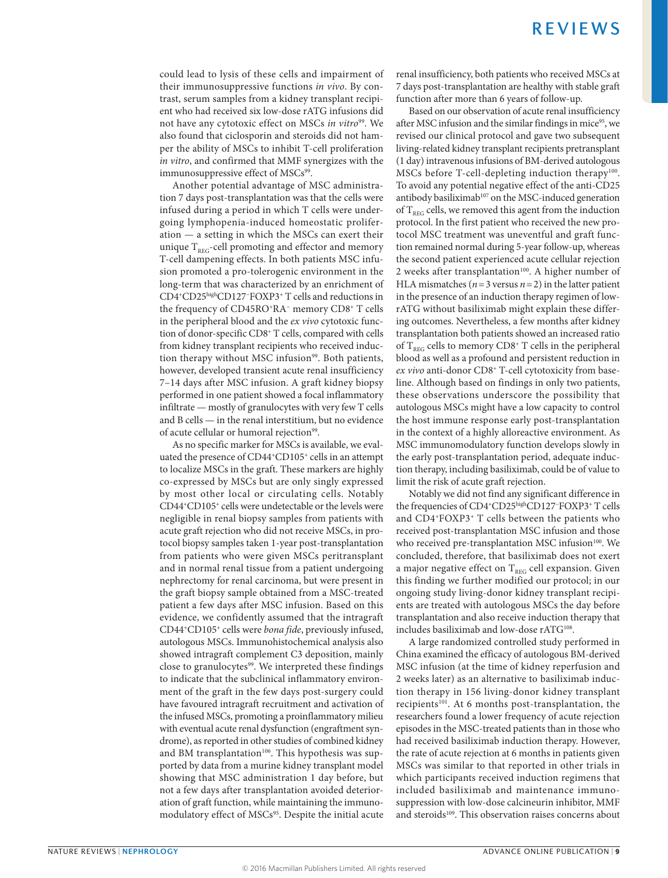could lead to lysis of these cells and impairment of their immunosuppressive functions *in vivo*. By contrast, serum samples from a kidney transplant recipient who had received six low-dose rATG infusions did not have any cytotoxic effect on MSCs *in vitro*[99]. We also found that ciclosporin and steroids did not hamper the ability of MSCs to inhibit T-cell proliferation *in vitro*, and confirmed that MMF synergizes with the immunosuppressive effect of MSCs[99].

Another potential advantage of MSC administration 7 days post-transplantation was that the cells were infused during a period in which T cells were undergoing lymphopenia-induced homeostatic proliferation — a setting in which the MSCs can exert their unique $T_{REG}$-cell promoting and effector and memory T-cell dampening effects. In both patients MSC infusion promoted a pro-tolerogenic environment in the long-term that was characterized by an enrichment of $CD4^+CD25^{high}CD127^-FOXP3^+$ T cells and reductions in the frequency of $CD45RO^+RA^-$ memory $CD8^+$ T cells in the peripheral blood and the *ex vivo* cytotoxic function of donor-specific $CD8^+$ T cells, compared with cells from kidney transplant recipients who received induction therapy without MSC infusion[99]. Both patients, however, developed transient acute renal insufficiency 7–14 days after MSC infusion. A graft kidney biopsy performed in one patient showed a focal inflammatory infiltrate — mostly of granulocytes with very few T cells and B cells — in the renal interstitium, but no evidence of acute cellular or humoral rejection[99].

As no specific marker for MSCs is available, we evaluated the presence of $CD44^+CD105^+$ cells in an attempt to localize MSCs in the graft. These markers are highly co-expressed by MSCs but are only singly expressed by most other local or circulating cells. Notably $CD44^+CD105^+$ cells were undetectable or the levels were negligible in renal biopsy samples from patients with acute graft rejection who did not receive MSCs, in protocol biopsy samples taken 1-year post-transplantation from patients who were given MSCs peritransplant and in normal renal tissue from a patient undergoing nephrectomy for renal carcinoma, but were present in the graft biopsy sample obtained from a MSC-treated patient a few days after MSC infusion. Based on this evidence, we confidently assumed that the intragraft $CD44^+CD105^+$ cells were *bona fide*, previously infused, autologous MSCs. Immunohistochemical analysis also showed intragraft complement C3 deposition, mainly close to granulocytes[99]. We interpreted these findings to indicate that the subclinical inflammatory environment of the graft in the few days post-surgery could have favoured intragraft recruitment and activation of the infused MSCs, promoting a proinflammatory milieu with eventual acute renal dysfunction (engraftment syndrome), as reported in other studies of combined kidney and BM transplantation[106]. This hypothesis was supported by data from a murine kidney transplant model showing that MSC administration 1 day before, but not a few days after transplantation avoided deterioration of graft function, while maintaining the immunomodulatory effect of MSCs[95]. Despite the initial acute renal insufficiency, both patients who received MSCs at 7 days post-transplantation are healthy with stable graft function after more than 6 years of follow-up.

Based on our observation of acute renal insufficiency after MSC infusion and the similar findings in mice[95], we revised our clinical protocol and gave two subsequent living-related kidney transplant recipients pretransplant (1 day) intravenous infusions of BM-derived autologous MSCs before T-cell-depleting induction therapy[100]. To avoid any potential negative effect of the anti-CD25 antibody basiliximab[107] on the MSC-induced generation of $T_{REG}$ cells, we removed this agent from the induction protocol. In the first patient who received the new protocol MSC treatment was uneventful and graft function remained normal during 5-year follow-up, whereas the second patient experienced acute cellular rejection 2 weeks after transplantation[100]. A higher number of HLA mismatches ($n=3$ versus $n=2$) in the latter patient in the presence of an induction therapy regimen of low-rATG without basiliximab might explain these differing outcomes. Nevertheless, a few months after kidney transplantation both patients showed an increased ratio of $T_{REG}$ cells to memory $CD8^+$ T cells in the peripheral blood as well as a profound and persistent reduction in *ex vivo* anti-donor $CD8^+$ T-cell cytotoxicity from baseline. Although based on findings in only two patients, these observations underscore the possibility that autologous MSCs might have a low capacity to control the host immune response early post-transplantation in the context of a highly alloreactive environment. As MSC immunomodulatory function develops slowly in the early post-transplantation period, adequate induction therapy, including basiliximab, could be of value to limit the risk of acute graft rejection.

Notably we did not find any significant difference in the frequencies of $CD4^+CD25^{high}CD127^-FOXP3^+$ T cells and $CD4^+FOXP3^+$ T cells between the patients who received post-transplantation MSC infusion and those who received pre-transplantation MSC infusion[100]. We concluded, therefore, that basiliximab does not exert a major negative effect on $T_{REG}$ cell expansion. Given this finding we further modified our protocol; in our ongoing study living-donor kidney transplant recipients are treated with autologous MSCs the day before transplantation and also receive induction therapy that includes basiliximab and low-dose rATG[108].

A large randomized controlled study performed in China examined the efficacy of autologous BM-derived MSC infusion (at the time of kidney reperfusion and 2 weeks later) as an alternative to basiliximab induction therapy in 156 living-donor kidney transplant recipients[101]. At 6 months post-transplantation, the researchers found a lower frequency of acute rejection episodes in the MSC-treated patients than in those who had received basiliximab induction therapy. However, the rate of acute rejection at 6 months in patients given MSCs was similar to that reported in other trials in which participants received induction regimens that included basiliximab and maintenance immunosuppression with low-dose calcineurin inhibitor, MMF and steroids[109]. This observation raises concerns about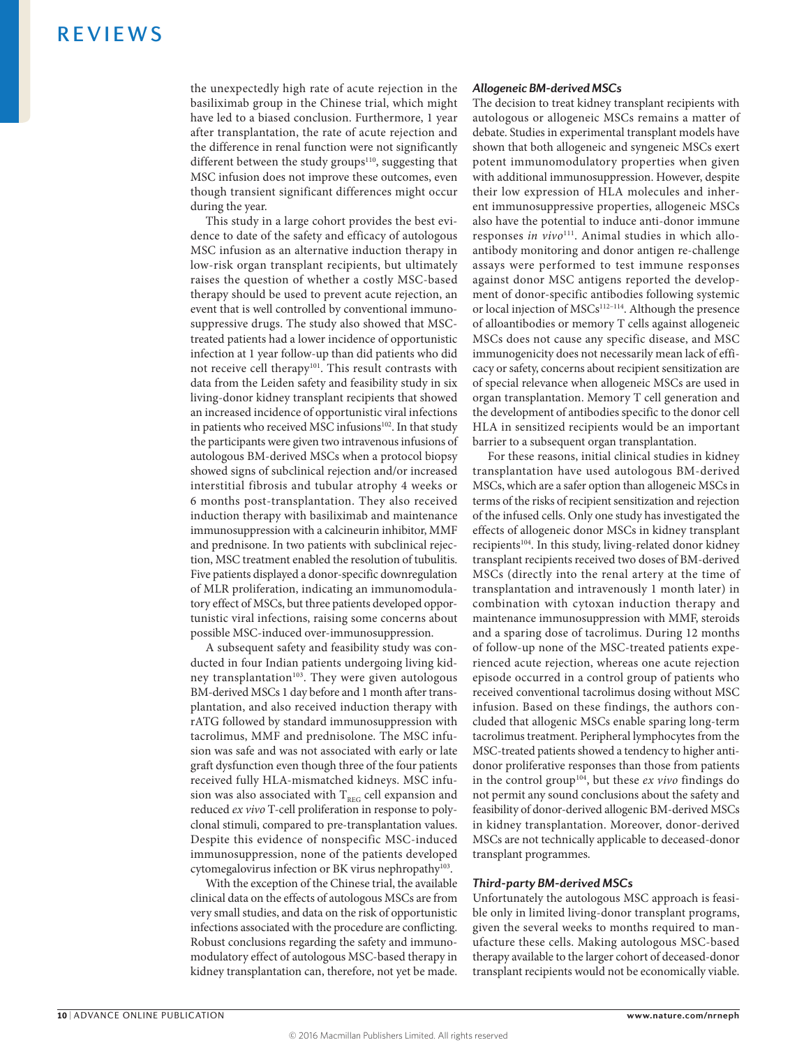the unexpectedly high rate of acute rejection in the basiliximab group in the Chinese trial, which might have led to a biased conclusion. Furthermore, 1 year after transplantation, the rate of acute rejection and the difference in renal function were not significantly different between the study groups[110], suggesting that MSC infusion does not improve these outcomes, even though transient significant differences might occur during the year.

This study in a large cohort provides the best evidence to date of the safety and efficacy of autologous MSC infusion as an alternative induction therapy in low-risk organ transplant recipients, but ultimately raises the question of whether a costly MSC-based therapy should be used to prevent acute rejection, an event that is well controlled by conventional immunosuppressive drugs. The study also showed that MSC-treated patients had a lower incidence of opportunistic infection at 1 year follow-up than did patients who did not receive cell therapy[101]. This result contrasts with data from the Leiden safety and feasibility study in six living-donor kidney transplant recipients that showed an increased incidence of opportunistic viral infections in patients who received MSC infusions[102]. In that study the participants were given two intravenous infusions of autologous BM-derived MSCs when a protocol biopsy showed signs of subclinical rejection and/or increased interstitial fibrosis and tubular atrophy 4 weeks or 6 months post-transplantation. They also received induction therapy with basiliximab and maintenance immunosuppression with a calcineurin inhibitor, MMF and prednisone. In two patients with subclinical rejection, MSC treatment enabled the resolution of tubulitis. Five patients displayed a donor-specific downregulation of MLR proliferation, indicating an immunomodulatory effect of MSCs, but three patients developed opportunistic viral infections, raising some concerns about possible MSC-induced over-immunosuppression.

A subsequent safety and feasibility study was conducted in four Indian patients undergoing living kidney transplantation[103]. They were given autologous BM-derived MSCs 1 day before and 1 month after transplantation, and also received induction therapy with rATG followed by standard immunosuppression with tacrolimus, MMF and prednisolone. The MSC infusion was safe and was not associated with early or late graft dysfunction even though three of the four patients received fully HLA-mismatched kidneys. MSC infusion was also associated with $T_{REG}$ cell expansion and reduced *ex vivo* T-cell proliferation in response to polyclonal stimuli, compared to pre-transplantation values. Despite this evidence of nonspecific MSC-induced immunosuppression, none of the patients developed cytomegalovirus infection or BK virus nephropathy[103].

With the exception of the Chinese trial, the available clinical data on the effects of autologous MSCs are from very small studies, and data on the risk of opportunistic infections associated with the procedure are conflicting. Robust conclusions regarding the safety and immunomodulatory effect of autologous MSC-based therapy in kidney transplantation can, therefore, not yet be made.

### *Allogeneic BM-derived MSCs*

The decision to treat kidney transplant recipients with autologous or allogeneic MSCs remains a matter of debate. Studies in experimental transplant models have shown that both allogeneic and syngeneic MSCs exert potent immunomodulatory properties when given with additional immunosuppression. However, despite their low expression of HLA molecules and inherent immunosuppressive properties, allogeneic MSCs also have the potential to induce anti-donor immune responses *in vivo*[111]. Animal studies in which alloantibody monitoring and donor antigen re-challenge assays were performed to test immune responses against donor MSC antigens reported the development of donor-specific antibodies following systemic or local injection of MSCs[112–114]. Although the presence of alloantibodies or memory T cells against allogeneic MSCs does not cause any specific disease, and MSC immunogenicity does not necessarily mean lack of efficacy or safety, concerns about recipient sensitization are of special relevance when allogeneic MSCs are used in organ transplantation. Memory T cell generation and the development of antibodies specific to the donor cell HLA in sensitized recipients would be an important barrier to a subsequent organ transplantation.

For these reasons, initial clinical studies in kidney transplantation have used autologous BM-derived MSCs, which are a safer option than allogeneic MSCs in terms of the risks of recipient sensitization and rejection of the infused cells. Only one study has investigated the effects of allogeneic donor MSCs in kidney transplant recipients[104]. In this study, living-related donor kidney transplant recipients received two doses of BM-derived MSCs (directly into the renal artery at the time of transplantation and intravenously 1 month later) in combination with cytoxan induction therapy and maintenance immunosuppression with MMF, steroids and a sparing dose of tacrolimus. During 12 months of follow-up none of the MSC-treated patients experienced acute rejection, whereas one acute rejection episode occurred in a control group of patients who received conventional tacrolimus dosing without MSC infusion. Based on these findings, the authors concluded that allogenic MSCs enable sparing long-term tacrolimus treatment. Peripheral lymphocytes from the MSC-treated patients showed a tendency to higher anti-donor proliferative responses than those from patients in the control group[104], but these *ex vivo* findings do not permit any sound conclusions about the safety and feasibility of donor-derived allogenic BM-derived MSCs in kidney transplantation. Moreover, donor-derived MSCs are not technically applicable to deceased-donor transplant programmes.

### *Third-party BM-derived MSCs*

Unfortunately the autologous MSC approach is feasible only in limited living-donor transplant programs, given the several weeks to months required to manufacture these cells. Making autologous MSC-based therapy available to the larger cohort of deceased-donor transplant recipients would not be economically viable.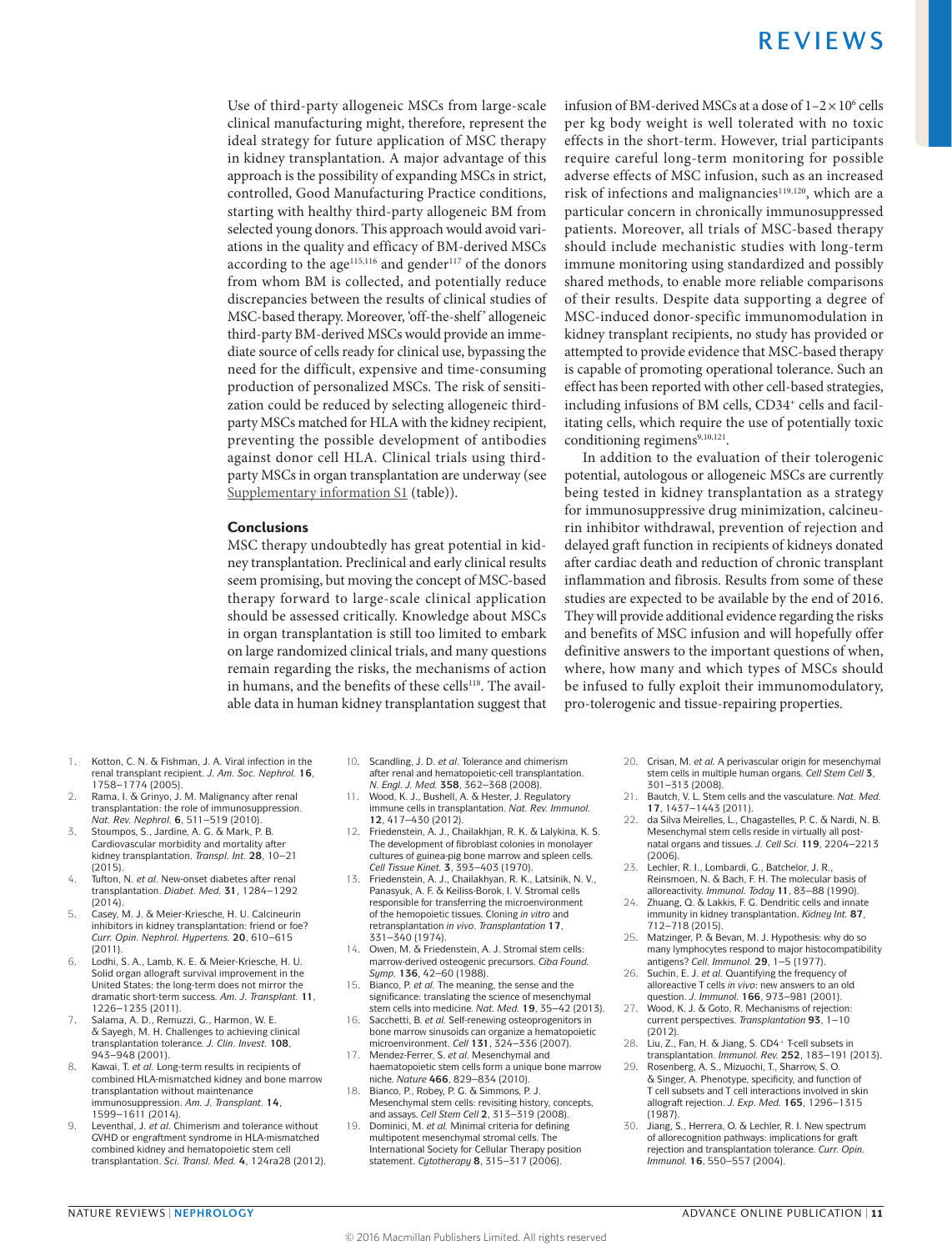Use of third-party allogeneic MSCs from large-scale clinical manufacturing might, therefore, represent the ideal strategy for future application of MSC therapy in kidney transplantation. A major advantage of this approach is the possibility of expanding MSCs in strict, controlled, Good Manufacturing Practice conditions, starting with healthy third-party allogeneic BM from selected young donors. This approach would avoid variations in the quality and efficacy of BM-derived MSCs according to the age[115,116] and gender[117] of the donors from whom BM is collected, and potentially reduce discrepancies between the results of clinical studies of MSC-based therapy. Moreover, 'off-the-shelf' allogeneic third-party BM-derived MSCs would provide an immediate source of cells ready for clinical use, bypassing the need for the difficult, expensive and time-consuming production of personalized MSCs. The risk of sensitization could be reduced by selecting allogeneic third-party MSCs matched for HLA with the kidney recipient, preventing the possible development of antibodies against donor cell HLA. Clinical trials using third-party MSCs in organ transplantation are underway (see Supplementary information S1 (table)).

### Conclusions

MSC therapy undoubtedly has great potential in kidney transplantation. Preclinical and early clinical results seem promising, but moving the concept of MSC-based therapy forward to large-scale clinical application should be assessed critically. Knowledge about MSCs in organ transplantation is still too limited to embark on large randomized clinical trials, and many questions remain regarding the risks, the mechanisms of action in humans, and the benefits of these cells[118]. The available data in human kidney transplantation suggest that infusion of BM-derived MSCs at a dose of $1–2 \times 10^6$ cells per kg body weight is well tolerated with no toxic effects in the short-term. However, trial participants require careful long-term monitoring for possible adverse effects of MSC infusion, such as an increased risk of infections and malignancies[119,120], which are a particular concern in chronically immunosuppressed patients. Moreover, all trials of MSC-based therapy should include mechanistic studies with long-term immune monitoring using standardized and possibly shared methods, to enable more reliable comparisons of their results. Despite data supporting a degree of MSC-induced donor-specific immunomodulation in kidney transplant recipients, no study has provided or attempted to provide evidence that MSC-based therapy is capable of promoting operational tolerance. Such an effect has been reported with other cell-based strategies, including infusions of BM cells, CD34+ cells and facilitating cells, which require the use of potentially toxic conditioning regimens[9,10,121].

In addition to the evaluation of their tolerogenic potential, autologous or allogeneic MSCs are currently being tested in kidney transplantation as a strategy for immunosuppressive drug minimization, calcineurin inhibitor withdrawal, prevention of rejection and delayed graft function in recipients of kidneys donated after cardiac death and reduction of chronic transplant inflammation and fibrosis. Results from some of these studies are expected to be available by the end of 2016. They will provide additional evidence regarding the risks and benefits of MSC infusion and will hopefully offer definitive answers to the important questions of when, where, how many and which types of MSCs should be infused to fully exploit their immunomodulatory, pro-tolerogenic and tissue-repairing properties.

1. Kotton, C. N. & Fishman, J. A. Viral infection in the renal transplant recipient. *J. Am. Soc. Nephrol.* **16**, 1758–1774 (2005).
2. Rama, I. & Grinyo, J. M. Malignancy after renal transplantation: the role of immunosuppression. *Nat. Rev. Nephrol.* **6**, 511–519 (2010).
3. Stoumpos, S., Jardine, A. G. & Mark, P. B. Cardiovascular morbidity and mortality after kidney transplantation. *Transpl. Int.* **28**, 10–21 (2015).
4. Tufton, N. *et al.* New-onset diabetes after renal transplantation. *Diabet. Med.* **31**, 1284–1292 (2014).
5. Casey, M. J. & Meier-Kriesche, H. U. Calcineurin inhibitors in kidney transplantation: friend or foe? *Curr. Opin. Nephrol. Hypertens.* **20**, 610–615 (2011).
6. Lodhi, S. A., Lamb, K. E. & Meier-Kriesche, H. U. Solid organ allograft survival improvement in the United States: the long-term does not mirror the dramatic short-term success. *Am. J. Transplant.* **11**, 1226–1235 (2011).
7. Salama, A. D., Remuzzi, G., Harmon, W. E. & Sayegh, M. H. Challenges to achieving clinical transplantation tolerance. *J. Clin. Invest.* **108**, 943–948 (2001).
8. Kawai, T. *et al.* Long-term results in recipients of combined HLA-mismatched kidney and bone marrow transplantation without maintenance immunosuppression. *Am. J. Transplant.* **14**, 1599–1611 (2014).
9. Leventhal, J. *et al.* Chimerism and tolerance without GVHD or engraftment syndrome in HLA-mismatched combined kidney and hematopoietic stem cell transplantation. *Sci. Transl. Med.* **4**, 124ra28 (2012).
10. Scandling, J. D. *et al.* Tolerance and chimerism after renal and hematopoietic-cell transplantation. *N. Engl. J. Med.* **358**, 362–368 (2008).
11. Wood, K. J., Bushell, A. & Hester, J. Regulatory immune cells in transplantation. *Nat. Rev. Immunol.* **12**, 417–430 (2012).
12. Friedenstein, A. J., Chailakhjan, R. K. & Lalykina, K. S. The development of fibroblast colonies in monolayer cultures of guinea-pig bone marrow and spleen cells. *Cell Tissue Kinet.* **3**, 393–403 (1970).
13. Friedenstein, A. J., Chailakhyan, R. K., Latsinik, N. V., Panasyuk, A. F. & Keiliss-Borok, I. V. Stromal cells responsible for transferring the microenvironment of the hemopoietic tissues. Cloning *in vitro* and retransplantation *in vivo*. *Transplantation* **17**, 331–340 (1974).
14. Owen, M. & Friedenstein, A. J. Stromal stem cells: marrow-derived osteogenic precursors. *Ciba Found. Symp.* **136**, 42–60 (1988).
15. Bianco, P. *et al.* The meaning, the sense and the significance: translating the science of mesenchymal stem cells into medicine. *Nat. Med.* **19**, 35–42 (2013).
16. Sacchetti, B. *et al.* Self-renewing osteoprogenitors in bone marrow sinusoids can organize a hematopoietic microenvironment. *Cell* **131**, 324–336 (2007).
17. Mendez-Ferrer, S. *et al.* Mesenchymal and haematopoietic stem cells form a unique bone marrow niche. *Nature* **466**, 829–834 (2010).
18. Bianco, P., Robey, P. G. & Simmons, P. J. Mesenchymal stem cells: revisiting history, concepts, and assays. *Cell Stem Cell* **2**, 313–319 (2008).
19. Dominici, M. *et al.* Minimal criteria for defining multipotent mesenchymal stromal cells. The International Society for Cellular Therapy position statement. *Cytotherapy* **8**, 315–317 (2006).
20. Crisan, M. *et al.* A perivascular origin for mesenchymal stem cells in multiple human organs. *Cell Stem Cell* **3**, 301–313 (2008).
21. Bautch, V. L. Stem cells and the vasculature. *Nat. Med.* **17**, 1437–1443 (2011).
22. da Silva Meirelles, L., Chagastelles, P. C. & Nardi, N. B. Mesenchymal stem cells reside in virtually all post-natal organs and tissues. *J. Cell Sci.* **119**, 2204–2213 (2006).
23. Lechler, R. I., Lombardi, G., Batchelor, J. R., Reinsmoen, N. & Bach, F. H. The molecular basis of alloreactivity. *Immunol. Today* **11**, 83–88 (1990).
24. Zhuang, Q. & Lakkis, F. G. Dendritic cells and innate immunity in kidney transplantation. *Kidney Int.* **87**, 712–718 (2015).
25. Matzinger, P. & Bevan, M. J. Hypothesis: why do so many lymphocytes respond to major histocompatibility antigens? *Cell. Immunol.* **29**, 1–5 (1977).
26. Suchin, E. J. *et al.* Quantifying the frequency of alloreactive T cells *in vivo*: new answers to an old question. *J. Immunol.* **166**, 973–981 (2001).
27. Wood, K. J. & Goto, R. Mechanisms of rejection: current perspectives. *Transplantation* **93**, 1–10 (2012).
28. Liu, Z., Fan, H. & Jiang, S. CD4+ T-cell subsets in transplantation. *Immunol. Rev.* **252**, 183–191 (2013).
29. Rosenberg, A. S., Mizuochi, T., Sharrow, S. O. & Singer, A. Phenotype, specificity, and function of T cell subsets and T cell interactions involved in skin allograft rejection. *J. Exp. Med.* **165**, 1296–1315 (1987).
30. Jiang, S., Herrera, O. & Lechler, R. I. New spectrum of allorecognition pathways: implications for graft rejection and transplantation tolerance. *Curr. Opin. Immunol.* **16**, 550–557 (2004).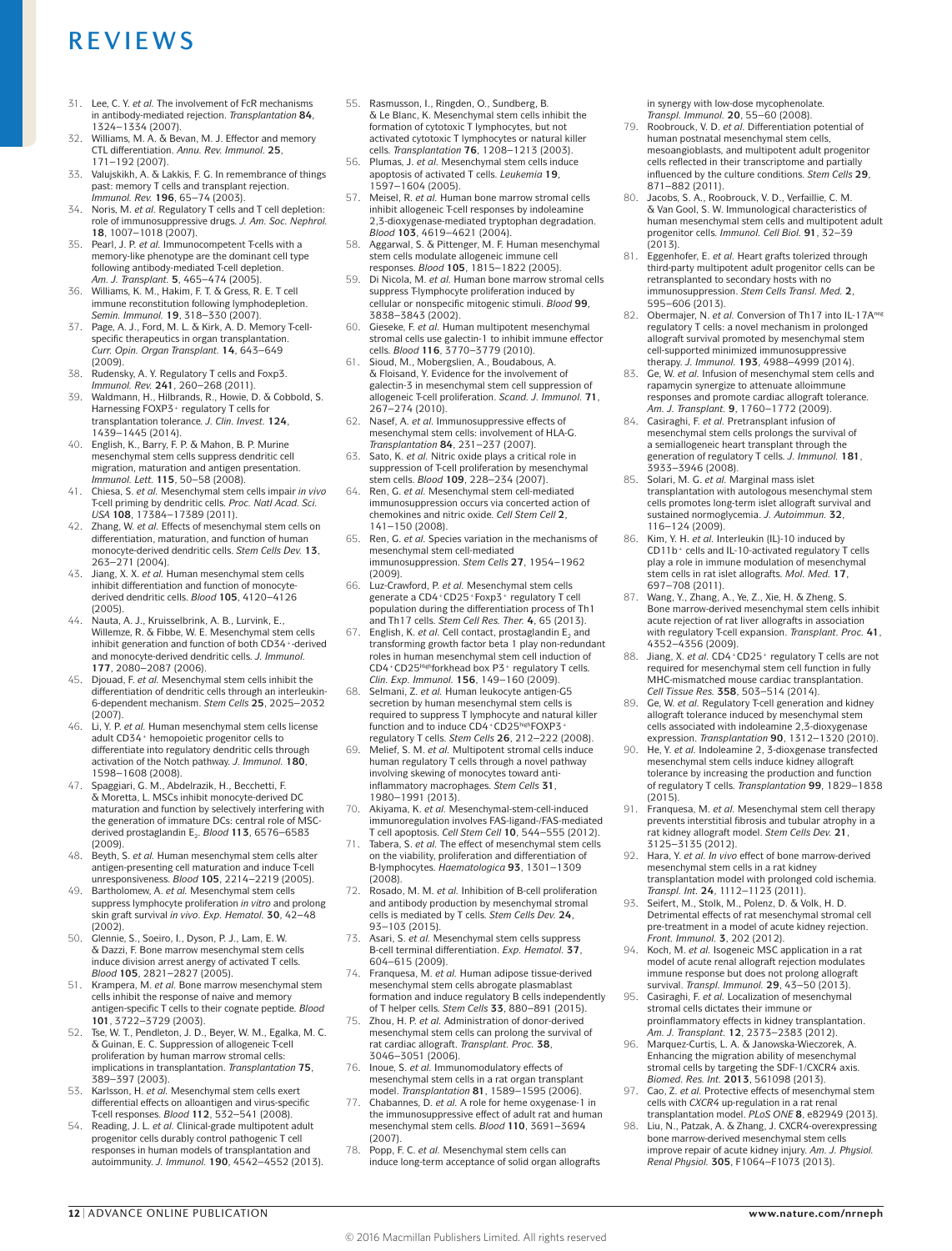31. Lee, C. Y. *et al.* The involvement of FcR mechanisms in antibody-mediated rejection. *Transplantation* **84**, 1324–1334 (2007).
32. Williams, M. A. & Bevan, M. J. Effector and memory CTL differentiation. *Annu. Rev. Immunol.* **25**, 171–192 (2007).
33. Valujskikh, A. & Lakkis, F. G. In remembrance of things past: memory T cells and transplant rejection. *Immunol. Rev.* **196**, 65–74 (2003).
34. Noris, M. *et al.* Regulatory T cells and T cell depletion: role of immunosuppressive drugs. *J. Am. Soc. Nephrol.* **18**, 1007–1018 (2007).
35. Pearl, J. P. *et al.* Immunocompetent T-cells with a memory-like phenotype are the dominant cell type following antibody-mediated T-cell depletion. *Am. J. Transplant.* **5**, 465–474 (2005).
36. Williams, K. M., Hakim, F. T. & Gress, R. E. T cell immune reconstitution following lymphodepletion. *Semin. Immunol.* **19**, 318–330 (2007).
37. Page, A. J., Ford, M. L. & Kirk, A. D. Memory T-cell-specific therapeutics in organ transplantation. *Curr. Opin. Organ Transplant.* **14**, 643–649 (2009).
38. Rudensky, A. Y. Regulatory T cells and Foxp3. *Immunol. Rev.* **241**, 260–268 (2011).
39. Waldmann, H., Hilbrands, R., Howie, D. & Cobbold, S. Harnessing FOXP3+ regulatory T cells for transplantation tolerance. *J. Clin. Invest.* **124**, 1439–1445 (2014).
40. English, K., Barry, F. P. & Mahon, B. P. Murine mesenchymal stem cells suppress dendritic cell migration, maturation and antigen presentation. *Immunol. Lett.* **115**, 50–58 (2008).
41. Chiesa, S. *et al.* Mesenchymal stem cells impair *in vivo* T-cell priming by dendritic cells. *Proc. Natl Acad. Sci. USA* **108**, 17384–17389 (2011).
42. Zhang, W. *et al.* Effects of mesenchymal stem cells on differentiation, maturation, and function of human monocyte-derived dendritic cells. *Stem Cells Dev.* **13**, 263–271 (2004).
43. Jiang, X. X. *et al.* Human mesenchymal stem cells inhibit differentiation and function of monocyte-derived dendritic cells. *Blood* **105**, 4120–4126 (2005).
44. Nauta, A. J., Kruisselbrink, A. B., Lurvink, E., Willemze, R. & Fibbe, W. E. Mesenchymal stem cells inhibit generation and function of both CD34+-derived and monocyte-derived dendritic cells. *J. Immunol.* **177**, 2080–2087 (2006).
45. Djouad, F. *et al.* Mesenchymal stem cells inhibit the differentiation of dendritic cells through an interleukin-6-dependent mechanism. *Stem Cells* **25**, 2025–2032 (2007).
46. Li, Y. P. *et al.* Human mesenchymal stem cells license adult CD34+ hemopoietic progenitor cells to differentiate into regulatory dendritic cells through activation of the Notch pathway. *J. Immunol.* **180**, 1598–1608 (2008).
47. Spaggiari, G. M., Abdelrazik, H., Becchetti, F. & Moretta, L. MSCs inhibit monocyte-derived DC maturation and function by selectively interfering with the generation of immature DCs: central role of MSC-derived prostaglandin $E_2$. *Blood* **113**, 6576–6583 (2009).
48. Beyth, S. *et al.* Human mesenchymal stem cells alter antigen-presenting cell maturation and induce T-cell unresponsiveness. *Blood* **105**, 2214–2219 (2005).
49. Bartholomew, A. *et al.* Mesenchymal stem cells suppress lymphocyte proliferation *in vitro* and prolong skin graft survival *in vivo*. *Exp. Hematol.* **30**, 42–48 (2002).
50. Glennie, S., Soeiro, I., Dyson, P. J., Lam, E. W. & Dazzi, F. Bone marrow mesenchymal stem cells induce division arrest anergy of activated T cells. *Blood* **105**, 2821–2827 (2005).
51. Krampera, M. *et al.* Bone marrow mesenchymal stem cells inhibit the response of naive and memory antigen-specific T cells to their cognate peptide. *Blood* **101**, 3722–3729 (2003).
52. Tse, W. T., Pendleton, J. D., Beyer, W. M., Egalka, M. C. & Guinan, E. C. Suppression of allogeneic T-cell proliferation by human marrow stromal cells: implications in transplantation. *Transplantation* **75**, 389–397 (2003).
53. Karlsson, H. *et al.* Mesenchymal stem cells exert differential effects on alloantigen and virus-specific T-cell responses. *Blood* **112**, 532–541 (2008).
54. Reading, J. L. *et al.* Clinical-grade multipotent adult progenitor cells durably control pathogenic T cell responses in human models of transplantation and autoimmunity. *J. Immunol.* **190**, 4542–4552 (2013).
55. Rasmusson, I., Ringden, O., Sundberg, B. & Le Blanc, K. Mesenchymal stem cells inhibit the formation of cytotoxic T lymphocytes, but not activated cytotoxic T lymphocytes or natural killer cells. *Transplantation* **76**, 1208–1213 (2003).
56. Plumas, J. *et al.* Mesenchymal stem cells induce apoptosis of activated T cells. *Leukemia* **19**, 1597–1604 (2005).
57. Meisel, R. *et al.* Human bone marrow stromal cells inhibit allogeneic T-cell responses by indoleamine 2,3-dioxygenase-mediated tryptophan degradation. *Blood* **103**, 4619–4621 (2004).
58. Aggarwal, S. & Pittenger, M. F. Human mesenchymal stem cells modulate allogeneic immune cell responses. *Blood* **105**, 1815–1822 (2005).
59. Di Nicola, M. *et al.* Human bone marrow stromal cells suppress T-lymphocyte proliferation induced by cellular or nonspecific mitogenic stimuli. *Blood* **99**, 3838–3843 (2002).
60. Gieseke, F. *et al.* Human multipotent mesenchymal stromal cells use galectin-1 to inhibit immune effector cells. *Blood* **116**, 3770–3779 (2010).
61. Sioud, M., Mobergslien, A., Boudabous, A. & Floisand, Y. Evidence for the involvement of galectin-3 in mesenchymal stem cell suppression of allogeneic T-cell proliferation. *Scand. J. Immunol.* **71**, 267–274 (2010).
62. Nasef, A. *et al.* Immunosuppressive effects of mesenchymal stem cells: involvement of HLA-G. *Transplantation* **84**, 231–237 (2007).
63. Sato, K. *et al.* Nitric oxide plays a critical role in suppression of T-cell proliferation by mesenchymal stem cells. *Blood* **109**, 228–234 (2007).
64. Ren, G. *et al.* Mesenchymal stem cell-mediated immunosuppression occurs via concerted action of chemokines and nitric oxide. *Cell Stem Cell* **2**, 141–150 (2008).
65. Ren, G. *et al.* Species variation in the mechanisms of mesenchymal stem cell-mediated immunosuppression. *Stem Cells* **27**, 1954–1962 (2009).
66. Luz-Crawford, P. *et al.* Mesenchymal stem cells generate a CD4+CD25+Foxp3+ regulatory T cell population during the differentiation process of Th1 and Th17 cells. *Stem Cell Res. Ther.* **4**, 65 (2013).
67. English, K. *et al.* Cell contact, prostaglandin $E_2$ and transforming growth factor beta 1 play non-redundant roles in human mesenchymal stem cell induction of CD4+CD25High forkhead box P3+ regulatory T cells. *Clin. Exp. Immunol.* **156**, 149–160 (2009).
68. Selmani, Z. *et al.* Human leukocyte antigen-G5 secretion by human mesenchymal stem cells is required to suppress T lymphocyte and natural killer function and to induce CD4+CD25highFOXP3+ regulatory T cells. *Stem Cells* **26**, 212–222 (2008).
69. Melief, S. M. *et al.* Multipotent stromal cells induce human regulatory T cells through a novel pathway involving skewing of monocytes toward anti-inflammatory macrophages. *Stem Cells* **31**, 1980–1991 (2013).
70. Akiyama, K. *et al.* Mesenchymal-stem-cell-induced immunoregulation involves FAS-ligand-/FAS-mediated T cell apoptosis. *Cell Stem Cell* **10**, 544–555 (2012).
71. Tabera, S. *et al.* The effect of mesenchymal stem cells on the viability, proliferation and differentiation of B-lymphocytes. *Haematologica* **93**, 1301–1309 (2008).
72. Rosado, M. M. *et al.* Inhibition of B-cell proliferation and antibody production by mesenchymal stromal cells is mediated by T cells. *Stem Cells Dev.* **24**, 93–103 (2015).
73. Asari, S. *et al.* Mesenchymal stem cells suppress B-cell terminal differentiation. *Exp. Hematol.* **37**, 604–615 (2009).
74. Franquesa, M. *et al.* Human adipose tissue-derived mesenchymal stem cells abrogate plasmablast formation and induce regulatory B cells independently of T helper cells. *Stem Cells* **33**, 880–891 (2015).
75. Zhou, H. P. *et al.* Administration of donor-derived mesenchymal stem cells can prolong the survival of rat cardiac allograft. *Transplant. Proc.* **38**, 3046–3051 (2006).
76. Inoue, S. *et al.* Immunomodulatory effects of mesenchymal stem cells in a rat organ transplant model. *Transplantation* **81**, 1589–1595 (2006).
77. Chabannes, D. *et al.* A role for heme oxygenase-1 in the immunosuppressive effect of adult rat and human mesenchymal stem cells. *Blood* **110**, 3691–3694 (2007).
78. Popp, F. C. *et al.* Mesenchymal stem cells can induce long-term acceptance of solid organ allografts in synergy with low-dose mycophenolate. *Transpl. Immunol.* **20**, 55–60 (2008).
79. Roobrouck, V. D. *et al.* Differentiation potential of human postnatal mesenchymal stem cells, mesoangioblasts, and multipotent adult progenitor cells reflected in their transcriptome and partially influenced by the culture conditions. *Stem Cells* **29**, 871–882 (2011).
80. Jacobs, S. A., Roobrouck, V. D., Verfaillie, C. M. & Van Gool, S. W. Immunological characteristics of human mesenchymal stem cells and multipotent adult progenitor cells. *Immunol. Cell Biol.* **91**, 32–39 (2013).
81. Eggenhofer, E. *et al.* Heart grafts tolerized through third-party multipotent adult progenitor cells can be retransplanted to secondary hosts with no immunosuppression. *Stem Cells Transl. Med.* **2**, 595–606 (2013).
82. Obermajer, N. *et al.* Conversion of Th17 into IL-17Aneg regulatory T cells: a novel mechanism in prolonged allograft survival promoted by mesenchymal stem cell-supported minimized immunosuppressive therapy. *J. Immunol.* **193**, 4988–4999 (2014).
83. Ge, W. *et al.* Infusion of mesenchymal stem cells and rapamycin synergize to attenuate alloimmune responses and promote cardiac allograft tolerance. *Am. J. Transplant.* **9**, 1760–1772 (2009).
84. Casiraghi, F. *et al.* Pretransplant infusion of mesenchymal stem cells prolongs the survival of a semiallogeneic heart transplant through the generation of regulatory T cells. *J. Immunol.* **181**, 3933–3946 (2008).
85. Solari, M. G. *et al.* Marginal mass islet transplantation with autologous mesenchymal stem cells promotes long-term islet allograft survival and sustained normoglycemia. *J. Autoimmun.* **32**, 116–124 (2009).
86. Kim, Y. H. *et al.* Interleukin (IL)-10 induced by CD11b+ cells and IL-10-activated regulatory T cells play a role in immune modulation of mesenchymal stem cells in rat islet allografts. *Mol. Med.* **17**, 697–708 (2011).
87. Wang, Y., Zhang, A., Ye, Z., Xie, H. & Zheng, S. Bone marrow-derived mesenchymal stem cells inhibit acute rejection of rat liver allografts in association with regulatory T-cell expansion. *Transplant. Proc.* **41**, 4352–4356 (2009).
88. Jiang, X. *et al.* CD4+CD25+ regulatory T cells are not required for mesenchymal stem cell function in fully MHC-mismatched mouse cardiac transplantation. *Cell Tissue Res.* **358**, 503–514 (2014).
89. Ge, W. *et al.* Regulatory T-cell generation and kidney allograft tolerance induced by mesenchymal stem cells associated with indoleamine 2,3-dioxygenase expression. *Transplantation* **90**, 1312–1320 (2010).
90. He, Y. *et al.* Indoleamine 2, 3-dioxgenase transfected mesenchymal stem cells induce kidney allograft tolerance by increasing the production and function of regulatory T cells. *Transplantation* **99**, 1829–1838 (2015).
91. Franquesa, M. *et al.* Mesenchymal stem cell therapy prevents interstitial fibrosis and tubular atrophy in a rat kidney allograft model. *Stem Cells Dev.* **21**, 3125–3135 (2012).
92. Hara, Y. *et al.* *In vivo* effect of bone marrow-derived mesenchymal stem cells in a rat kidney transplantation model with prolonged cold ischemia. *Transpl. Int.* **24**, 1112–1123 (2011).
93. Seifert, M., Stolk, M., Polenz, D. & Volk, H. D. Detrimental effects of rat mesenchymal stromal cell pre-treatment in a model of acute kidney rejection. *Front. Immunol.* **3**, 202 (2012).
94. Koch, M. *et al.* Isogeneic MSC application in a rat model of acute renal allograft rejection modulates immune response but does not prolong allograft survival. *Transpl. Immunol.* **29**, 43–50 (2013).
95. Casiraghi, F. *et al.* Localization of mesenchymal stromal cells dictates their immune or proinflammatory effects in kidney transplantation. *Am. J. Transplant.* **12**, 2373–2383 (2012).
96. Marquez-Curtis, L. A. & Janowska-Wieczorek, A. Enhancing the migration ability of mesenchymal stromal cells by targeting the SDF-1/CXCR4 axis. *Biomed. Res. Int.* **2013**, 561098 (2013).
97. Cao, Z. *et al.* Protective effects of mesenchymal stem cells with *CXCR4* up-regulation in a rat renal transplantation model. *PLoS ONE* **8**, e82949 (2013).
98. Liu, N., Patzak, A. & Zhang, J. CXCR4-overexpressing bone marrow-derived mesenchymal stem cells improve repair of acute kidney injury. *Am. J. Physiol. Renal Physiol.* **305**, F1064–F1073 (2013).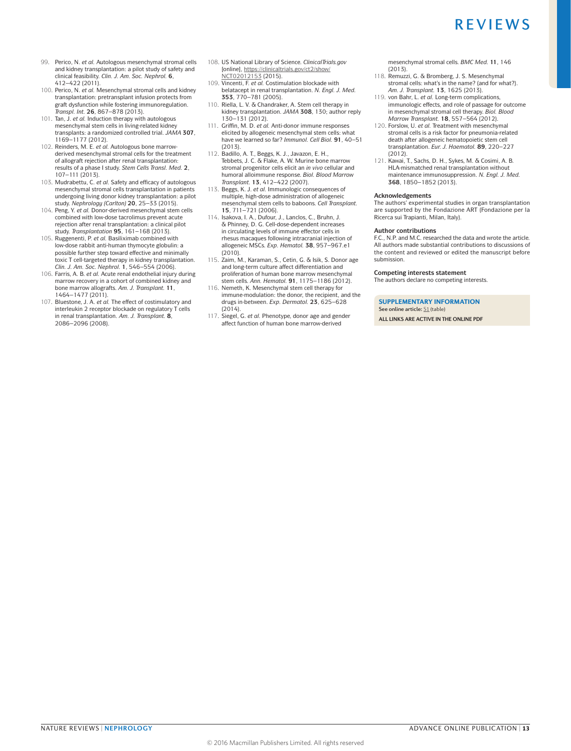99. Perico, N. *et al.* Autologous mesenchymal stromal cells and kidney transplantation: a pilot study of safety and clinical feasibility. *Clin. J. Am. Soc. Nephrol.* **6**, 412–422 (2011).
100. Perico, N. *et al.* Mesenchymal stromal cells and kidney transplantation: pretransplant infusion protects from graft dysfunction while fostering immunoregulation. *Transpl. Int.* **26**, 867–878 (2013).
101. Tan, J. *et al.* Induction therapy with autologous mesenchymal stem cells in living-related kidney transplants: a randomized controlled trial. *JAMA* **307**, 1169–1177 (2012).
102. Reinders, M. E. *et al.* Autologous bone marrow-derived mesenchymal stromal cells for the treatment of allograft rejection after renal transplantation: results of a phase I study. *Stem Cells Transl. Med.* **2**, 107–111 (2013).
103. Mudrabettu, C. *et al.* Safety and efficacy of autologous mesenchymal stromal cells transplantation in patients undergoing living donor kidney transplantation: a pilot study. *Nephrology (Carlton)* **20**, 25–33 (2015).
104. Peng, Y. *et al.* Donor-derived mesenchymal stem cells combined with low-dose tacrolimus prevent acute rejection after renal transplantation: a clinical pilot study. *Transplantation* **95**, 161–168 (2013).
105. Ruggenenti, P. *et al.* Basiliximab combined with low-dose rabbit anti-human thymocyte globulin: a possible further step toward effective and minimally toxic T cell-targeted therapy in kidney transplantation. *Clin. J. Am. Soc. Nephrol.* **1**, 546–554 (2006).
106. Farris, A. B. *et al.* Acute renal endothelial injury during marrow recovery in a cohort of combined kidney and bone marrow allografts. *Am. J. Transplant.* **11**, 1464–1477 (2011).
107. Bluestone, J. A. *et al.* The effect of costimulatory and interleukin 2 receptor blockade on regulatory T cells in renal transplantation. *Am. J. Transplant.* **8**, 2086–2096 (2008).
108. US National Library of Science. *ClinicalTrials.gov* [online], https://clinicaltrials.gov/ct2/show/NCT02012153 (2015).
109. Vincenti, F. *et al.* Costimulation blockade with belatacept in renal transplantation. *N. Engl. J. Med.* **353**, 770–781 (2005).
110. Riella, L. V. & Chandraker, A. Stem cell therapy in kidney transplantation. *JAMA* **308**, 130; author reply 130–131 (2012).
111. Griffin, M. D. *et al.* Anti-donor immune responses elicited by allogeneic mesenchymal stem cells: what have we learned so far? *Immunol. Cell Biol.* **91**, 40–51 (2013).
112. Badillo, A. T., Beggs, K. J., Javazon, E. H., Tebbets, J. C. & Flake, A. W. Murine bone marrow stromal progenitor cells elicit an *in vivo* cellular and humoral alloimmune response. *Biol. Blood Marrow Transplant.* **13**, 412–422 (2007).
113. Beggs, K. J. *et al.* Immunologic consequences of multiple, high-dose administration of allogeneic mesenchymal stem cells to baboons. *Cell Transplant.* **15**, 711–721 (2006).
114. Isakova, I. A., Dufour, J., Lanclos, C., Bruhn, J. & Phinney, D. G. Cell-dose-dependent increases in circulating levels of immune effector cells in rhesus macaques following intracranial injection of allogeneic MSCs. *Exp. Hematol.* **38**, 957–967.e1 (2010).
115. Zaim, M., Karaman, S., Cetin, G. & Isik, S. Donor age and long-term culture affect differentiation and proliferation of human bone marrow mesenchymal stem cells. *Ann. Hematol.* **91**, 1175–1186 (2012).
116. Nemeth, K. Mesenchymal stem cell therapy for immune-modulation: the donor, the recipient, and the drugs in-between. *Exp. Dermatol.* **23**, 625–628 (2014).
117. Siegel, G. *et al.* Phenotype, donor age and gender affect function of human bone marrow-derived mesenchymal stromal cells. *BMC Med.* **11**, 146 (2013).
118. Remuzzi, G. & Bromberg, J. S. Mesenchymal stromal cells: what's in the name? (and for what?). *Am. J. Transplant.* **13**, 1625 (2013).
119. von Bahr, L. *et al.* Long-term complications, immunologic effects, and role of passage for outcome in mesenchymal stromal cell therapy. *Biol. Blood Marrow Transplant.* **18**, 557–564 (2012).
120. Forslow, U. *et al.* Treatment with mesenchymal stromal cells is a risk factor for pneumonia-related death after allogeneic hematopoietic stem cell transplantation. *Eur. J. Haematol.* **89**, 220–227 (2012).
121. Kawai, T., Sachs, D. H., Sykes, M. & Cosimi, A. B. HLA-mismatched renal transplantation without maintenance immunosuppression. *N. Engl. J. Med.* **368**, 1850–1852 (2013).

### Acknowledgements
The authors' experimental studies in organ transplantation are supported by the Fondazione ART (Fondazione per la Ricerca sui Trapianti, Milan, Italy).

### Author contributions
F.C., N.P. and M.C. researched the data and wrote the article. All authors made substantial contributions to discussions of the content and reviewed or edited the manuscript before submission.

### Competing interests statement
The authors declare no competing interests.

**SUPPLEMENTARY INFORMATION**
See online article: S1 (table)

**ALL LINKS ARE ACTIVE IN THE ONLINE PDF**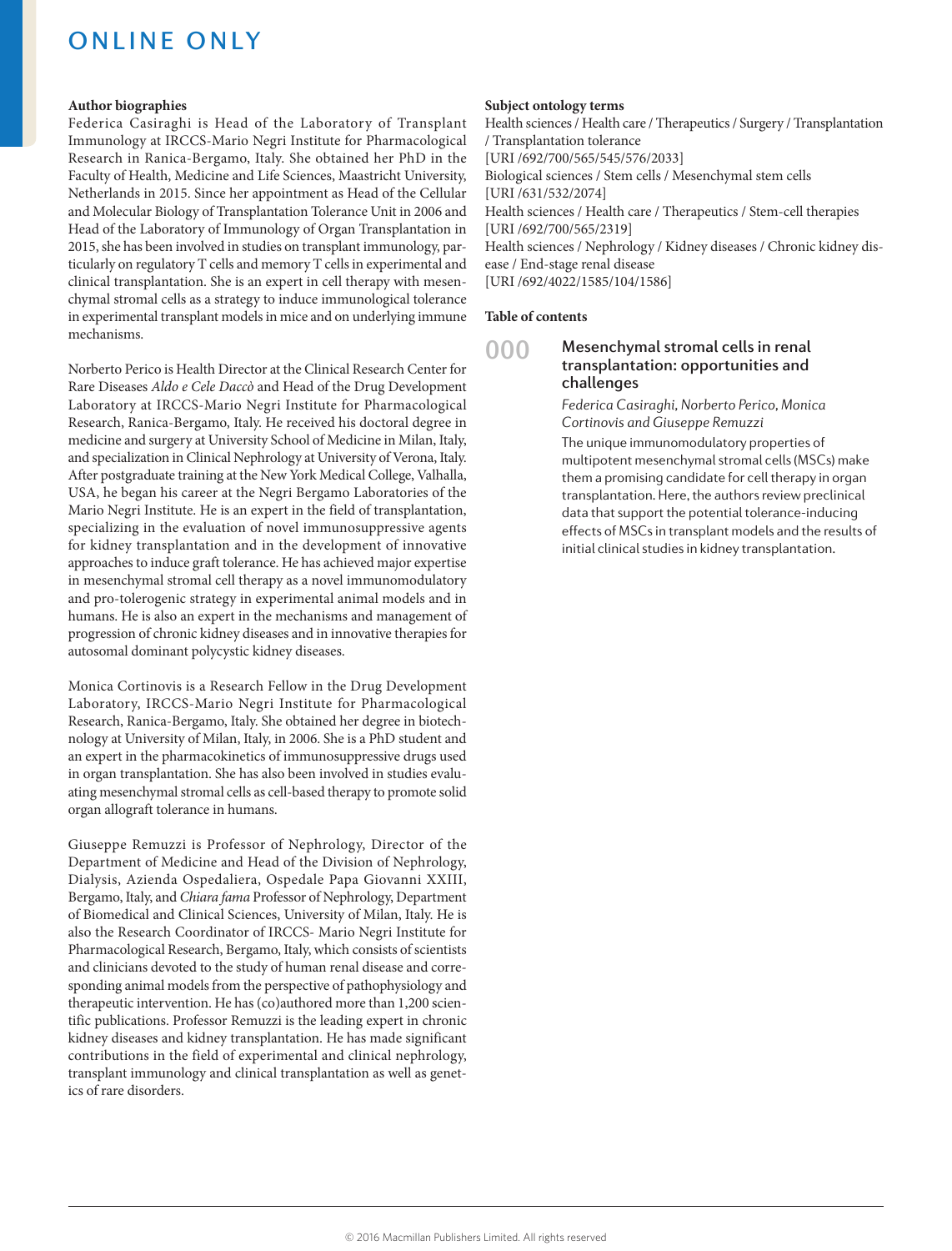# ONLINE ONLY

**Author biographies**

Federica Casiraghi is Head of the Laboratory of Transplant Immunology at IRCCS-Mario Negri Institute for Pharmacological Research in Ranica-Bergamo, Italy. She obtained her PhD in the Faculty of Health, Medicine and Life Sciences, Maastricht University, Netherlands in 2015. Since her appointment as Head of the Cellular and Molecular Biology of Transplantation Tolerance Unit in 2006 and Head of the Laboratory of Immunology of Organ Transplantation in 2015, she has been involved in studies on transplant immunology, particularly on regulatory T cells and memory T cells in experimental and clinical transplantation. She is an expert in cell therapy with mesenchymal stromal cells as a strategy to induce immunological tolerance in experimental transplant models in mice and on underlying immune mechanisms.

Norberto Perico is Health Director at the Clinical Research Center for Rare Diseases *Aldo e Cele Daccò* and Head of the Drug Development Laboratory at IRCCS-Mario Negri Institute for Pharmacological Research, Ranica-Bergamo, Italy. He received his doctoral degree in medicine and surgery at University School of Medicine in Milan, Italy, and specialization in Clinical Nephrology at University of Verona, Italy. After postgraduate training at the New York Medical College, Valhalla, USA, he began his career at the Negri Bergamo Laboratories of the Mario Negri Institute. He is an expert in the field of transplantation, specializing in the evaluation of novel immunosuppressive agents for kidney transplantation and in the development of innovative approaches to induce graft tolerance. He has achieved major expertise in mesenchymal stromal cell therapy as a novel immunomodulatory and pro-tolerogenic strategy in experimental animal models and in humans. He is also an expert in the mechanisms and management of progression of chronic kidney diseases and in innovative therapies for autosomal dominant polycystic kidney diseases.

Monica Cortinovis is a Research Fellow in the Drug Development Laboratory, IRCCS-Mario Negri Institute for Pharmacological Research, Ranica-Bergamo, Italy. She obtained her degree in biotechnology at University of Milan, Italy, in 2006. She is a PhD student and an expert in the pharmacokinetics of immunosuppressive drugs used in organ transplantation. She has also been involved in studies evaluating mesenchymal stromal cells as cell-based therapy to promote solid organ allograft tolerance in humans.

Giuseppe Remuzzi is Professor of Nephrology, Director of the Department of Medicine and Head of the Division of Nephrology, Dialysis, Azienda Ospedaliera, Ospedale Papa Giovanni XXIII, Bergamo, Italy, and *Chiara fama* Professor of Nephrology, Department of Biomedical and Clinical Sciences, University of Milan, Italy. He is also the Research Coordinator of IRCCS- Mario Negri Institute for Pharmacological Research, Bergamo, Italy, which consists of scientists and clinicians devoted to the study of human renal disease and corresponding animal models from the perspective of pathophysiology and therapeutic intervention. He has (co)authored more than 1,200 scientific publications. Professor Remuzzi is the leading expert in chronic kidney diseases and kidney transplantation. He has made significant contributions in the field of experimental and clinical nephrology, transplant immunology and clinical transplantation as well as genetics of rare disorders.

**Subject ontology terms**

Health sciences / Health care / Therapeutics / Surgery / Transplantation / Transplantation tolerance
[URI /692/700/565/545/576/2033]
Biological sciences / Stem cells / Mesenchymal stem cells
[URI /631/532/2074]
Health sciences / Health care / Therapeutics / Stem-cell therapies
[URI /692/700/565/2319]
Health sciences / Nephrology / Kidney diseases / Chronic kidney disease / End-stage renal disease
[URI /692/4022/1585/104/1586]

**Table of contents**

000 **Mesenchymal stromal cells in renal transplantation: opportunities and challenges**

*Federica Casiraghi, Norberto Perico, Monica Cortinovis and Giuseppe Remuzzi*

The unique immunomodulatory properties of multipotent mesenchymal stromal cells (MSCs) make them a promising candidate for cell therapy in organ transplantation. Here, the authors review preclinical data that support the potential tolerance-inducing effects of MSCs in transplant models and the results of initial clinical studies in kidney transplantation.

© 2016 Macmillan Publishers Limited. All rights reserved